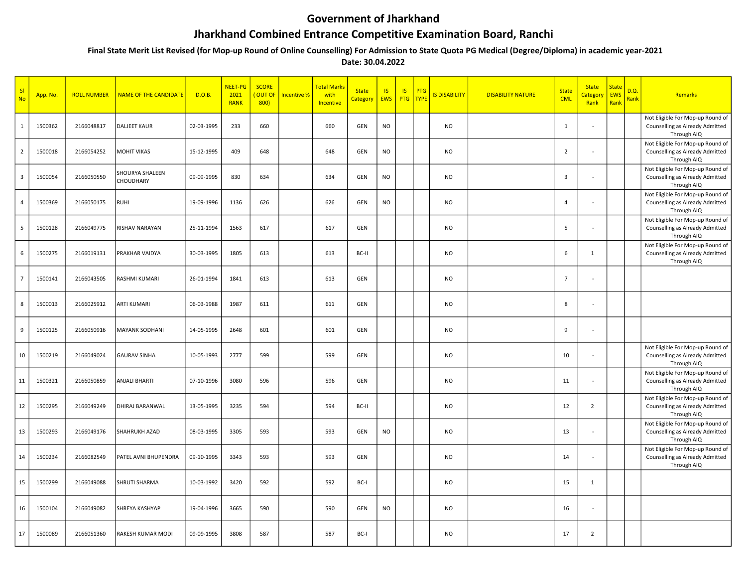# Government of Jharkhand

## Jharkhand Combined Entrance Competitive Examination Board, Ranchi

### Final State Merit List Revised (for Mop-up Round of Online Counselling) For Admission to State Quota PG Medical (Degree/Diploma) in academic year-2021

**Date: 30.04.2022**

| Sl No | App. No. | ROLL NUMBER | NAME OF THE CANDIDATE | D.O.B. | NEET-PG 2021 RANK | SCORE ( OUT OF 800) | Incentive % | Total Marks with Incentive | State Category | IS EWS | IS PTG | PTG TYPE | IS DISABILITY | DISABILITY NATURE | State CML | State Category Rank | State EWS Rank | D.Q. Rank | Remarks |
|---|---|---|---|---|---|---|---|---|---|---|---|---|---|---|---|---|---|---|---|
| 1 | 1500362 | 2166048817 | DALJEET KAUR | 02-03-1995 | 233 | 660 | | 660 | GEN | NO | | | NO | | 1 | - | | | Not Eligible For Mop-up Round of Counselling as Already Admitted Through AIQ |
| 2 | 1500018 | 2166054252 | MOHIT VIKAS | 15-12-1995 | 409 | 648 | | 648 | GEN | NO | | | NO | | 2 | - | | | Not Eligible For Mop-up Round of Counselling as Already Admitted Through AIQ |
| 3 | 1500054 | 2166050550 | SHOURYA SHALEEN CHOUDHARY | 09-09-1995 | 830 | 634 | | 634 | GEN | NO | | | NO | | 3 | - | | | Not Eligible For Mop-up Round of Counselling as Already Admitted Through AIQ |
| 4 | 1500369 | 2166050175 | RUHI | 19-09-1996 | 1136 | 626 | | 626 | GEN | NO | | | NO | | 4 | - | | | Not Eligible For Mop-up Round of Counselling as Already Admitted Through AIQ |
| 5 | 1500128 | 2166049775 | RISHAV NARAYAN | 25-11-1994 | 1563 | 617 | | 617 | GEN | | | | NO | | 5 | - | | | Not Eligible For Mop-up Round of Counselling as Already Admitted Through AIQ |
| 6 | 1500275 | 2166019131 | PRAKHAR VAIDYA | 30-03-1995 | 1805 | 613 | | 613 | BC-II | | | | NO | | 6 | 1 | | | Not Eligible For Mop-up Round of Counselling as Already Admitted Through AIQ |
| 7 | 1500141 | 2166043505 | RASHMI KUMARI | 26-01-1994 | 1841 | 613 | | 613 | GEN | | | | NO | | 7 | - | | | |
| 8 | 1500013 | 2166025912 | ARTI KUMARI | 06-03-1988 | 1987 | 611 | | 611 | GEN | | | | NO | | 8 | - | | | |
| 9 | 1500125 | 2166050916 | MAYANK SODHANI | 14-05-1995 | 2648 | 601 | | 601 | GEN | | | | NO | | 9 | - | | | |
| 10 | 1500219 | 2166049024 | GAURAV SINHA | 10-05-1993 | 2777 | 599 | | 599 | GEN | | | | NO | | 10 | - | | | Not Eligible For Mop-up Round of Counselling as Already Admitted Through AIQ |
| 11 | 1500321 | 2166050859 | ANJALI BHARTI | 07-10-1996 | 3080 | 596 | | 596 | GEN | | | | NO | | 11 | - | | | Not Eligible For Mop-up Round of Counselling as Already Admitted Through AIQ |
| 12 | 1500295 | 2166049249 | DHIRAJ BARANWAL | 13-05-1995 | 3235 | 594 | | 594 | BC-II | | | | NO | | 12 | 2 | | | Not Eligible For Mop-up Round of Counselling as Already Admitted Through AIQ |
| 13 | 1500293 | 2166049176 | SHAHRUKH AZAD | 08-03-1995 | 3305 | 593 | | 593 | GEN | NO | | | NO | | 13 | - | | | Not Eligible For Mop-up Round of Counselling as Already Admitted Through AIQ |
| 14 | 1500234 | 2166082549 | PATEL AVNI BHUPENDRA | 09-10-1995 | 3343 | 593 | | 593 | GEN | | | | NO | | 14 | - | | | Not Eligible For Mop-up Round of Counselling as Already Admitted Through AIQ |
| 15 | 1500299 | 2166049088 | SHRUTI SHARMA | 10-03-1992 | 3420 | 592 | | 592 | BC-I | | | | NO | | 15 | 1 | | | |
| 16 | 1500104 | 2166049082 | SHREYA KASHYAP | 19-04-1996 | 3665 | 590 | | 590 | GEN | NO | | | NO | | 16 | - | | | |
| 17 | 1500089 | 2166051360 | RAKESH KUMAR MODI | 09-09-1995 | 3808 | 587 | | 587 | BC-I | | | | NO | | 17 | 2 | | | |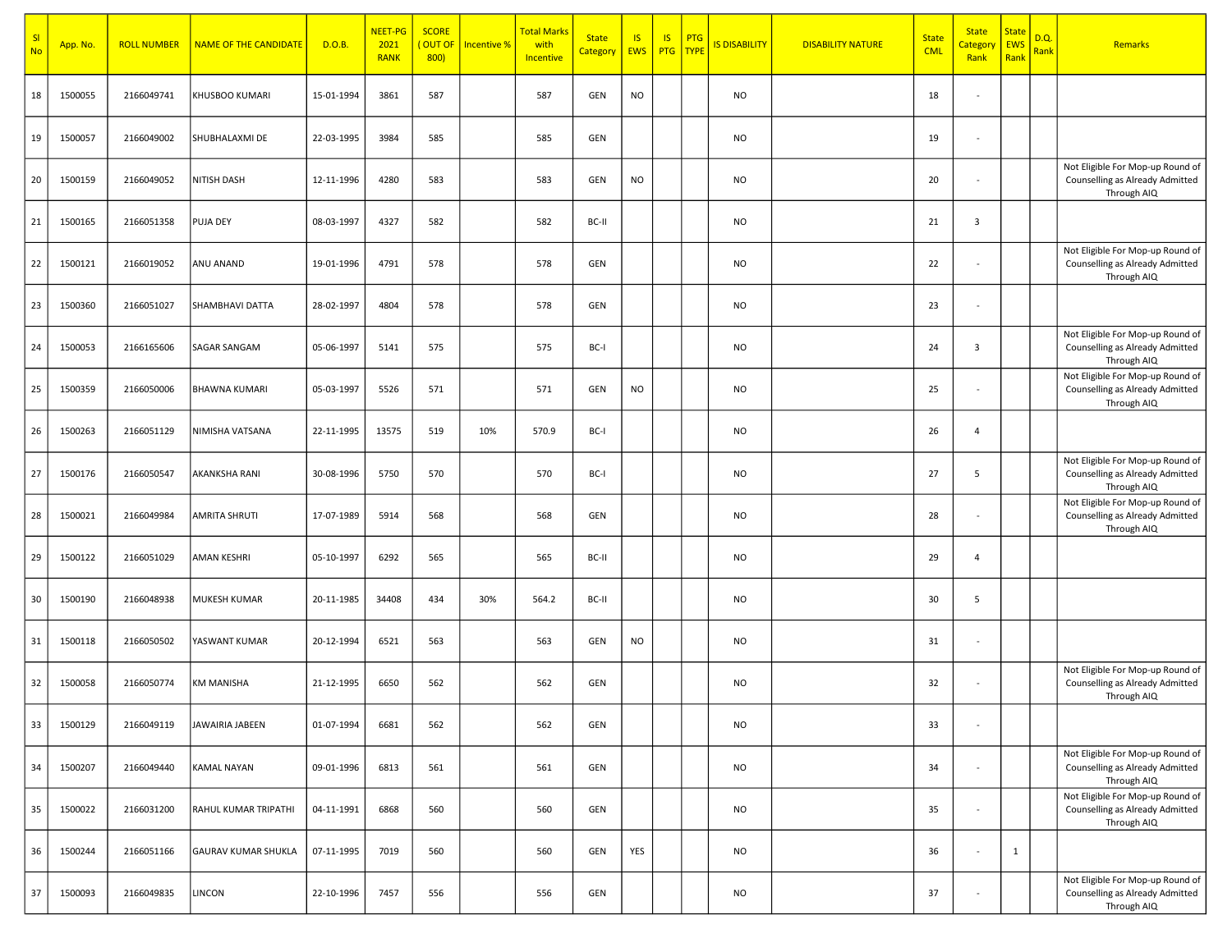| Sl No | App. No. | ROLL NUMBER | NAME OF THE CANDIDATE | D.O.B. | NEET-PG 2021 RANK | SCORE ( OUT OF 800) | Incentive % | Total Marks with Incentive | State Category | IS EWS | IS PTG | PTG TYPE | IS DISABILITY | DISABILITY NATURE | State CML | State Category Rank | State EWS Rank | D.Q. Rank | Remarks |
|---|---|---|---|---|---|---|---|---|---|---|---|---|---|---|---|---|---|---|---|
| 18 | 1500055 | 2166049741 | KHUSBOO KUMARI | 15-01-1994 | 3861 | 587 | | 587 | GEN | NO | | | NO | | 18 | - | | | |
| 19 | 1500057 | 2166049002 | SHUBHALAXMI DE | 22-03-1995 | 3984 | 585 | | 585 | GEN | | | | NO | | 19 | - | | | |
| 20 | 1500159 | 2166049052 | NITISH DASH | 12-11-1996 | 4280 | 583 | | 583 | GEN | NO | | | NO | | 20 | - | | | Not Eligible For Mop-up Round of Counselling as Already Admitted Through AIQ |
| 21 | 1500165 | 2166051358 | PUJA DEY | 08-03-1997 | 4327 | 582 | | 582 | BC-II | | | | NO | | 21 | 3 | | | |
| 22 | 1500121 | 2166019052 | ANU ANAND | 19-01-1996 | 4791 | 578 | | 578 | GEN | | | | NO | | 22 | - | | | Not Eligible For Mop-up Round of Counselling as Already Admitted Through AIQ |
| 23 | 1500360 | 2166051027 | SHAMBHAVI DATTA | 28-02-1997 | 4804 | 578 | | 578 | GEN | | | | NO | | 23 | - | | | |
| 24 | 1500053 | 2166165606 | SAGAR SANGAM | 05-06-1997 | 5141 | 575 | | 575 | BC-I | | | | NO | | 24 | 3 | | | Not Eligible For Mop-up Round of Counselling as Already Admitted Through AIQ |
| 25 | 1500359 | 2166050006 | BHAWNA KUMARI | 05-03-1997 | 5526 | 571 | | 571 | GEN | NO | | | NO | | 25 | - | | | Not Eligible For Mop-up Round of Counselling as Already Admitted Through AIQ |
| 26 | 1500263 | 2166051129 | NIMISHA VATSANA | 22-11-1995 | 13575 | 519 | 10% | 570.9 | BC-I | | | | NO | | 26 | 4 | | | |
| 27 | 1500176 | 2166050547 | AKANKSHA RANI | 30-08-1996 | 5750 | 570 | | 570 | BC-I | | | | NO | | 27 | 5 | | | Not Eligible For Mop-up Round of Counselling as Already Admitted Through AIQ |
| 28 | 1500021 | 2166049984 | AMRITA SHRUTI | 17-07-1989 | 5914 | 568 | | 568 | GEN | | | | NO | | 28 | - | | | Not Eligible For Mop-up Round of Counselling as Already Admitted Through AIQ |
| 29 | 1500122 | 2166051029 | AMAN KESHRI | 05-10-1997 | 6292 | 565 | | 565 | BC-II | | | | NO | | 29 | 4 | | | |
| 30 | 1500190 | 2166048938 | MUKESH KUMAR | 20-11-1985 | 34408 | 434 | 30% | 564.2 | BC-II | | | | NO | | 30 | 5 | | | |
| 31 | 1500118 | 2166050502 | YASWANT KUMAR | 20-12-1994 | 6521 | 563 | | 563 | GEN | NO | | | NO | | 31 | - | | | |
| 32 | 1500058 | 2166050774 | KM MANISHA | 21-12-1995 | 6650 | 562 | | 562 | GEN | | | | NO | | 32 | - | | | Not Eligible For Mop-up Round of Counselling as Already Admitted Through AIQ |
| 33 | 1500129 | 2166049119 | JAWAIRIA JABEEN | 01-07-1994 | 6681 | 562 | | 562 | GEN | | | | NO | | 33 | - | | | |
| 34 | 1500207 | 2166049440 | KAMAL NAYAN | 09-01-1996 | 6813 | 561 | | 561 | GEN | | | | NO | | 34 | - | | | Not Eligible For Mop-up Round of Counselling as Already Admitted Through AIQ |
| 35 | 1500022 | 2166031200 | RAHUL KUMAR TRIPATHI | 04-11-1991 | 6868 | 560 | | 560 | GEN | | | | NO | | 35 | - | | | Not Eligible For Mop-up Round of Counselling as Already Admitted Through AIQ |
| 36 | 1500244 | 2166051166 | GAURAV KUMAR SHUKLA | 07-11-1995 | 7019 | 560 | | 560 | GEN | YES | | | NO | | 36 | - | 1 | | |
| 37 | 1500093 | 2166049835 | LINCON | 22-10-1996 | 7457 | 556 | | 556 | GEN | | | | NO | | 37 | - | | | Not Eligible For Mop-up Round of Counselling as Already Admitted Through AIQ |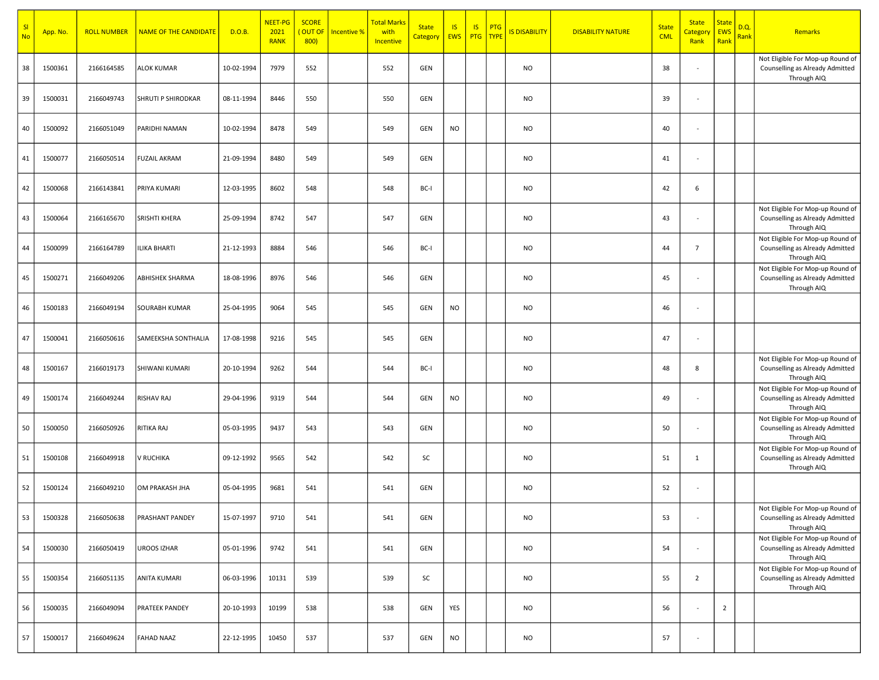| Sl No | App. No. | ROLL NUMBER | NAME OF THE CANDIDATE | D.O.B. | NEET-PG 2021 RANK | SCORE ( OUT OF 800) | Incentive % | Total Marks with Incentive | State Category | IS EWS | IS PTG | PTG TYPE | IS DISABILITY | DISABILITY NATURE | State CML | State Category Rank | State EWS Rank | D.Q. Rank | Remarks |
|---|---|---|---|---|---|---|---|---|---|---|---|---|---|---|---|---|---|---|---|
| 38 | 1500361 | 2166164585 | ALOK KUMAR | 10-02-1994 | 7979 | 552 | | 552 | GEN | | | | NO | | 38 | - | | | Not Eligible For Mop-up Round of Counselling as Already Admitted Through AIQ |
| 39 | 1500031 | 2166049743 | SHRUTI P SHIRODKAR | 08-11-1994 | 8446 | 550 | | 550 | GEN | | | | NO | | 39 | - | | | |
| 40 | 1500092 | 2166051049 | PARIDHI NAMAN | 10-02-1994 | 8478 | 549 | | 549 | GEN | NO | | | NO | | 40 | - | | | |
| 41 | 1500077 | 2166050514 | FUZAIL AKRAM | 21-09-1994 | 8480 | 549 | | 549 | GEN | | | | NO | | 41 | - | | | |
| 42 | 1500068 | 2166143841 | PRIYA KUMARI | 12-03-1995 | 8602 | 548 | | 548 | BC-I | | | | NO | | 42 | 6 | | | |
| 43 | 1500064 | 2166165670 | SRISHTI KHERA | 25-09-1994 | 8742 | 547 | | 547 | GEN | | | | NO | | 43 | - | | | Not Eligible For Mop-up Round of Counselling as Already Admitted Through AIQ |
| 44 | 1500099 | 2166164789 | ILIKA BHARTI | 21-12-1993 | 8884 | 546 | | 546 | BC-I | | | | NO | | 44 | 7 | | | Not Eligible For Mop-up Round of Counselling as Already Admitted Through AIQ |
| 45 | 1500271 | 2166049206 | ABHISHEK SHARMA | 18-08-1996 | 8976 | 546 | | 546 | GEN | | | | NO | | 45 | - | | | Not Eligible For Mop-up Round of Counselling as Already Admitted Through AIQ |
| 46 | 1500183 | 2166049194 | SOURABH KUMAR | 25-04-1995 | 9064 | 545 | | 545 | GEN | NO | | | NO | | 46 | - | | | |
| 47 | 1500041 | 2166050616 | SAMEEKSHA SONTHALIA | 17-08-1998 | 9216 | 545 | | 545 | GEN | | | | NO | | 47 | - | | | |
| 48 | 1500167 | 2166019173 | SHIWANI KUMARI | 20-10-1994 | 9262 | 544 | | 544 | BC-I | | | | NO | | 48 | 8 | | | Not Eligible For Mop-up Round of Counselling as Already Admitted Through AIQ |
| 49 | 1500174 | 2166049244 | RISHAV RAJ | 29-04-1996 | 9319 | 544 | | 544 | GEN | NO | | | NO | | 49 | - | | | Not Eligible For Mop-up Round of Counselling as Already Admitted Through AIQ |
| 50 | 1500050 | 2166050926 | RITIKA RAJ | 05-03-1995 | 9437 | 543 | | 543 | GEN | | | | NO | | 50 | - | | | Not Eligible For Mop-up Round of Counselling as Already Admitted Through AIQ |
| 51 | 1500108 | 2166049918 | V RUCHIKA | 09-12-1992 | 9565 | 542 | | 542 | SC | | | | NO | | 51 | 1 | | | Not Eligible For Mop-up Round of Counselling as Already Admitted Through AIQ |
| 52 | 1500124 | 2166049210 | OM PRAKASH JHA | 05-04-1995 | 9681 | 541 | | 541 | GEN | | | | NO | | 52 | - | | | |
| 53 | 1500328 | 2166050638 | PRASHANT PANDEY | 15-07-1997 | 9710 | 541 | | 541 | GEN | | | | NO | | 53 | - | | | Not Eligible For Mop-up Round of Counselling as Already Admitted Through AIQ |
| 54 | 1500030 | 2166050419 | UROOS IZHAR | 05-01-1996 | 9742 | 541 | | 541 | GEN | | | | NO | | 54 | - | | | Not Eligible For Mop-up Round of Counselling as Already Admitted Through AIQ |
| 55 | 1500354 | 2166051135 | ANITA KUMARI | 06-03-1996 | 10131 | 539 | | 539 | SC | | | | NO | | 55 | 2 | | | Not Eligible For Mop-up Round of Counselling as Already Admitted Through AIQ |
| 56 | 1500035 | 2166049094 | PRATEEK PANDEY | 20-10-1993 | 10199 | 538 | | 538 | GEN | YES | | | NO | | 56 | - | 2 | | |
| 57 | 1500017 | 2166049624 | FAHAD NAAZ | 22-12-1995 | 10450 | 537 | | 537 | GEN | NO | | | NO | | 57 | - | | | |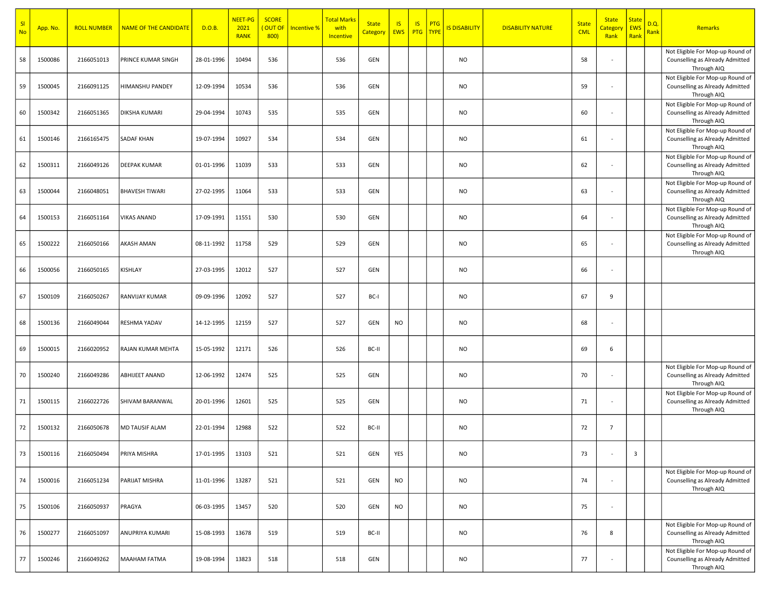| Sl No | App. No. | ROLL NUMBER | NAME OF THE CANDIDATE | D.O.B. | NEET-PG 2021 RANK | SCORE ( OUT OF 800) | Incentive % | Total Marks with Incentive | State Category | IS EWS | IS PTG | PTG TYPE | IS DISABILITY | DISABILITY NATURE | State CML | State Category Rank | State EWS Rank | D.Q. Rank | Remarks |
|---|---|---|---|---|---|---|---|---|---|---|---|---|---|---|---|---|---|---|---|
| 58 | 1500086 | 2166051013 | PRINCE KUMAR SINGH | 28-01-1996 | 10494 | 536 | | 536 | GEN | | | | NO | | 58 | - | | | Not Eligible For Mop-up Round of Counselling as Already Admitted Through AIQ |
| 59 | 1500045 | 2166091125 | HIMANSHU PANDEY | 12-09-1994 | 10534 | 536 | | 536 | GEN | | | | NO | | 59 | - | | | Not Eligible For Mop-up Round of Counselling as Already Admitted Through AIQ |
| 60 | 1500342 | 2166051365 | DIKSHA KUMARI | 29-04-1994 | 10743 | 535 | | 535 | GEN | | | | NO | | 60 | - | | | Not Eligible For Mop-up Round of Counselling as Already Admitted Through AIQ |
| 61 | 1500146 | 2166165475 | SADAF KHAN | 19-07-1994 | 10927 | 534 | | 534 | GEN | | | | NO | | 61 | - | | | Not Eligible For Mop-up Round of Counselling as Already Admitted Through AIQ |
| 62 | 1500311 | 2166049126 | DEEPAK KUMAR | 01-01-1996 | 11039 | 533 | | 533 | GEN | | | | NO | | 62 | - | | | Not Eligible For Mop-up Round of Counselling as Already Admitted Through AIQ |
| 63 | 1500044 | 2166048051 | BHAVESH TIWARI | 27-02-1995 | 11064 | 533 | | 533 | GEN | | | | NO | | 63 | - | | | Not Eligible For Mop-up Round of Counselling as Already Admitted Through AIQ |
| 64 | 1500153 | 2166051164 | VIKAS ANAND | 17-09-1991 | 11551 | 530 | | 530 | GEN | | | | NO | | 64 | - | | | Not Eligible For Mop-up Round of Counselling as Already Admitted Through AIQ |
| 65 | 1500222 | 2166050166 | AKASH AMAN | 08-11-1992 | 11758 | 529 | | 529 | GEN | | | | NO | | 65 | - | | | Not Eligible For Mop-up Round of Counselling as Already Admitted Through AIQ |
| 66 | 1500056 | 2166050165 | KISHLAY | 27-03-1995 | 12012 | 527 | | 527 | GEN | | | | NO | | 66 | - | | | |
| 67 | 1500109 | 2166050267 | RANVIJAY KUMAR | 09-09-1996 | 12092 | 527 | | 527 | BC-I | | | | NO | | 67 | 9 | | | |
| 68 | 1500136 | 2166049044 | RESHMA YADAV | 14-12-1995 | 12159 | 527 | | 527 | GEN | NO | | | NO | | 68 | - | | | |
| 69 | 1500015 | 2166020952 | RAJAN KUMAR MEHTA | 15-05-1992 | 12171 | 526 | | 526 | BC-II | | | | NO | | 69 | 6 | | | |
| 70 | 1500240 | 2166049286 | ABHIJEET ANAND | 12-06-1992 | 12474 | 525 | | 525 | GEN | | | | NO | | 70 | - | | | Not Eligible For Mop-up Round of Counselling as Already Admitted Through AIQ |
| 71 | 1500115 | 2166022726 | SHIVAM BARANWAL | 20-01-1996 | 12601 | 525 | | 525 | GEN | | | | NO | | 71 | - | | | Not Eligible For Mop-up Round of Counselling as Already Admitted Through AIQ |
| 72 | 1500132 | 2166050678 | MD TAUSIF ALAM | 22-01-1994 | 12988 | 522 | | 522 | BC-II | | | | NO | | 72 | 7 | | | |
| 73 | 1500116 | 2166050494 | PRIYA MISHRA | 17-01-1995 | 13103 | 521 | | 521 | GEN | YES | | | NO | | 73 | - | 3 | | |
| 74 | 1500016 | 2166051234 | PARIJAT MISHRA | 11-01-1996 | 13287 | 521 | | 521 | GEN | NO | | | NO | | 74 | - | | | Not Eligible For Mop-up Round of Counselling as Already Admitted Through AIQ |
| 75 | 1500106 | 2166050937 | PRAGYA | 06-03-1995 | 13457 | 520 | | 520 | GEN | NO | | | NO | | 75 | - | | | |
| 76 | 1500277 | 2166051097 | ANUPRIYA KUMARI | 15-08-1993 | 13678 | 519 | | 519 | BC-II | | | | NO | | 76 | 8 | | | Not Eligible For Mop-up Round of Counselling as Already Admitted Through AIQ |
| 77 | 1500246 | 2166049262 | MAAHAM FATMA | 19-08-1994 | 13823 | 518 | | 518 | GEN | | | | NO | | 77 | - | | | Not Eligible For Mop-up Round of Counselling as Already Admitted Through AIQ |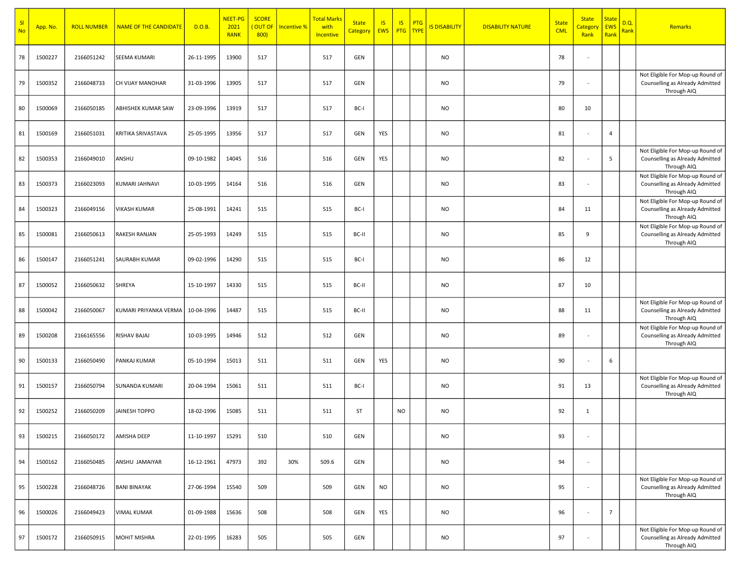| Sl No | App. No. | ROLL NUMBER | NAME OF THE CANDIDATE | D.O.B. | NEET-PG 2021 RANK | SCORE ( OUT OF 800) | Incentive % | Total Marks with Incentive | State Category | IS EWS | IS PTG | PTG TYPE | IS DISABILITY | DISABILITY NATURE | State CML | State Category Rank | State EWS Rank | D.Q. Rank | Remarks |
|---|---|---|---|---|---|---|---|---|---|---|---|---|---|---|---|---|---|---|---|
| 78 | 1500227 | 2166051242 | SEEMA KUMARI | 26-11-1995 | 13900 | 517 | | 517 | GEN | | | | NO | | 78 | - | | | |
| 79 | 1500352 | 2166048733 | CH VIJAY MANOHAR | 31-03-1996 | 13905 | 517 | | 517 | GEN | | | | NO | | 79 | - | | | Not Eligible For Mop-up Round of Counselling as Already Admitted Through AIQ |
| 80 | 1500069 | 2166050185 | ABHISHEK KUMAR SAW | 23-09-1996 | 13919 | 517 | | 517 | BC-I | | | | NO | | 80 | 10 | | | |
| 81 | 1500169 | 2166051031 | KRITIKA SRIVASTAVA | 25-05-1995 | 13956 | 517 | | 517 | GEN | YES | | | NO | | 81 | - | 4 | | |
| 82 | 1500353 | 2166049010 | ANSHU | 09-10-1982 | 14045 | 516 | | 516 | GEN | YES | | | NO | | 82 | - | 5 | | Not Eligible For Mop-up Round of Counselling as Already Admitted Through AIQ |
| 83 | 1500373 | 2166023093 | KUMARI JAHNAVI | 10-03-1995 | 14164 | 516 | | 516 | GEN | | | | NO | | 83 | - | | | Not Eligible For Mop-up Round of Counselling as Already Admitted Through AIQ |
| 84 | 1500323 | 2166049156 | VIKASH KUMAR | 25-08-1991 | 14241 | 515 | | 515 | BC-I | | | | NO | | 84 | 11 | | | Not Eligible For Mop-up Round of Counselling as Already Admitted Through AIQ |
| 85 | 1500081 | 2166050613 | RAKESH RANJAN | 25-05-1993 | 14249 | 515 | | 515 | BC-II | | | | NO | | 85 | 9 | | | Not Eligible For Mop-up Round of Counselling as Already Admitted Through AIQ |
| 86 | 1500147 | 2166051241 | SAURABH KUMAR | 09-02-1996 | 14290 | 515 | | 515 | BC-I | | | | NO | | 86 | 12 | | | |
| 87 | 1500052 | 2166050632 | SHREYA | 15-10-1997 | 14330 | 515 | | 515 | BC-II | | | | NO | | 87 | 10 | | | |
| 88 | 1500042 | 2166050067 | KUMARI PRIYANKA VERMA | 10-04-1996 | 14487 | 515 | | 515 | BC-II | | | | NO | | 88 | 11 | | | Not Eligible For Mop-up Round of Counselling as Already Admitted Through AIQ |
| 89 | 1500208 | 2166165556 | RISHAV BAJAJ | 10-03-1995 | 14946 | 512 | | 512 | GEN | | | | NO | | 89 | - | | | Not Eligible For Mop-up Round of Counselling as Already Admitted Through AIQ |
| 90 | 1500133 | 2166050490 | PANKAJ KUMAR | 05-10-1994 | 15013 | 511 | | 511 | GEN | YES | | | NO | | 90 | - | 6 | | |
| 91 | 1500157 | 2166050794 | SUNANDA KUMARI | 20-04-1994 | 15061 | 511 | | 511 | BC-I | | | | NO | | 91 | 13 | | | Not Eligible For Mop-up Round of Counselling as Already Admitted Through AIQ |
| 92 | 1500252 | 2166050209 | JAINESH TOPPO | 18-02-1996 | 15085 | 511 | | 511 | ST | | NO | | NO | | 92 | 1 | | | |
| 93 | 1500215 | 2166050172 | AMISHA DEEP | 11-10-1997 | 15291 | 510 | | 510 | GEN | | | | NO | | 93 | - | | | |
| 94 | 1500162 | 2166050485 | ANSHU JAMAIYAR | 16-12-1961 | 47973 | 392 | 30% | 509.6 | GEN | | | | NO | | 94 | - | | | |
| 95 | 1500228 | 2166048726 | BANI BINAYAK | 27-06-1994 | 15540 | 509 | | 509 | GEN | NO | | | NO | | 95 | - | | | Not Eligible For Mop-up Round of Counselling as Already Admitted Through AIQ |
| 96 | 1500026 | 2166049423 | VIMAL KUMAR | 01-09-1988 | 15636 | 508 | | 508 | GEN | YES | | | NO | | 96 | - | 7 | | |
| 97 | 1500172 | 2166050915 | MOHIT MISHRA | 22-01-1995 | 16283 | 505 | | 505 | GEN | | | | NO | | 97 | - | | | Not Eligible For Mop-up Round of Counselling as Already Admitted Through AIQ |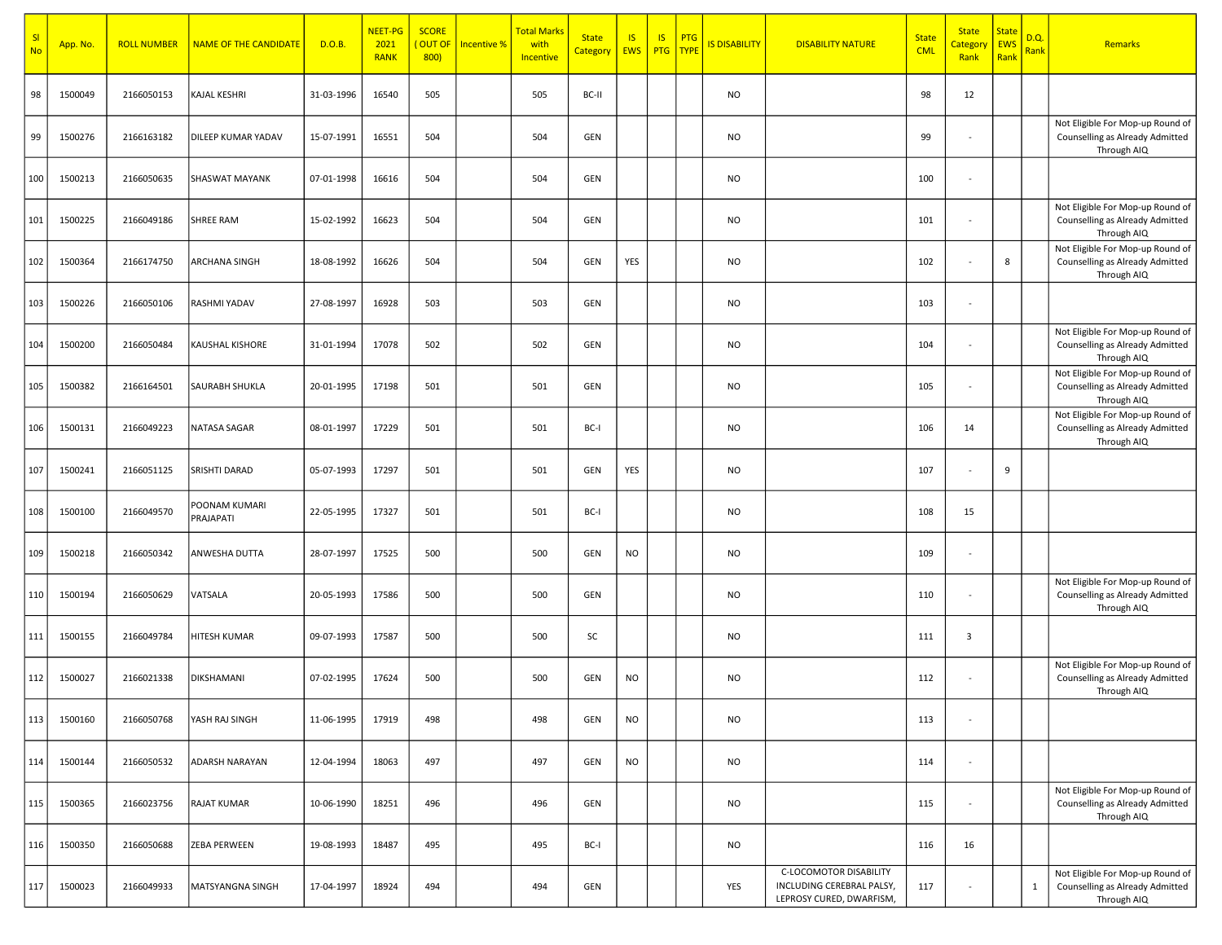| Sl No | App. No. | ROLL NUMBER | NAME OF THE CANDIDATE | D.O.B. | NEET-PG 2021 RANK | SCORE ( OUT OF 800) | Incentive % | Total Marks with Incentive | State Category | IS EWS | IS PTG | PTG TYPE | IS DISABILITY | DISABILITY NATURE | State CML | State Category Rank | State EWS Rank | D.Q. Rank | Remarks |
|---|---|---|---|---|---|---|---|---|---|---|---|---|---|---|---|---|---|---|---|
| 98 | 1500049 | 2166050153 | KAJAL KESHRI | 31-03-1996 | 16540 | 505 | | 505 | BC-II | | | | NO | | 98 | 12 | | | |
| 99 | 1500276 | 2166163182 | DILEEP KUMAR YADAV | 15-07-1991 | 16551 | 504 | | 504 | GEN | | | | NO | | 99 | - | | | Not Eligible For Mop-up Round of Counselling as Already Admitted Through AIQ |
| 100 | 1500213 | 2166050635 | SHASWAT MAYANK | 07-01-1998 | 16616 | 504 | | 504 | GEN | | | | NO | | 100 | - | | | |
| 101 | 1500225 | 2166049186 | SHREE RAM | 15-02-1992 | 16623 | 504 | | 504 | GEN | | | | NO | | 101 | - | | | Not Eligible For Mop-up Round of Counselling as Already Admitted Through AIQ |
| 102 | 1500364 | 2166174750 | ARCHANA SINGH | 18-08-1992 | 16626 | 504 | | 504 | GEN | YES | | | NO | | 102 | - | 8 | | Not Eligible For Mop-up Round of Counselling as Already Admitted Through AIQ |
| 103 | 1500226 | 2166050106 | RASHMI YADAV | 27-08-1997 | 16928 | 503 | | 503 | GEN | | | | NO | | 103 | - | | | |
| 104 | 1500200 | 2166050484 | KAUSHAL KISHORE | 31-01-1994 | 17078 | 502 | | 502 | GEN | | | | NO | | 104 | - | | | Not Eligible For Mop-up Round of Counselling as Already Admitted Through AIQ |
| 105 | 1500382 | 2166164501 | SAURABH SHUKLA | 20-01-1995 | 17198 | 501 | | 501 | GEN | | | | NO | | 105 | - | | | Not Eligible For Mop-up Round of Counselling as Already Admitted Through AIQ |
| 106 | 1500131 | 2166049223 | NATASA SAGAR | 08-01-1997 | 17229 | 501 | | 501 | BC-I | | | | NO | | 106 | 14 | | | Not Eligible For Mop-up Round of Counselling as Already Admitted Through AIQ |
| 107 | 1500241 | 2166051125 | SRISHTI DARAD | 05-07-1993 | 17297 | 501 | | 501 | GEN | YES | | | NO | | 107 | - | 9 | | |
| 108 | 1500100 | 2166049570 | POONAM KUMARI PRAJAPATI | 22-05-1995 | 17327 | 501 | | 501 | BC-I | | | | NO | | 108 | 15 | | | |
| 109 | 1500218 | 2166050342 | ANWESHA DUTTA | 28-07-1997 | 17525 | 500 | | 500 | GEN | NO | | | NO | | 109 | - | | | |
| 110 | 1500194 | 2166050629 | VATSALA | 20-05-1993 | 17586 | 500 | | 500 | GEN | | | | NO | | 110 | - | | | Not Eligible For Mop-up Round of Counselling as Already Admitted Through AIQ |
| 111 | 1500155 | 2166049784 | HITESH KUMAR | 09-07-1993 | 17587 | 500 | | 500 | SC | | | | NO | | 111 | 3 | | | |
| 112 | 1500027 | 2166021338 | DIKSHAMANI | 07-02-1995 | 17624 | 500 | | 500 | GEN | NO | | | NO | | 112 | - | | | Not Eligible For Mop-up Round of Counselling as Already Admitted Through AIQ |
| 113 | 1500160 | 2166050768 | YASH RAJ SINGH | 11-06-1995 | 17919 | 498 | | 498 | GEN | NO | | | NO | | 113 | - | | | |
| 114 | 1500144 | 2166050532 | ADARSH NARAYAN | 12-04-1994 | 18063 | 497 | | 497 | GEN | NO | | | NO | | 114 | - | | | |
| 115 | 1500365 | 2166023756 | RAJAT KUMAR | 10-06-1990 | 18251 | 496 | | 496 | GEN | | | | NO | | 115 | - | | | Not Eligible For Mop-up Round of Counselling as Already Admitted Through AIQ |
| 116 | 1500350 | 2166050688 | ZEBA PERWEEN | 19-08-1993 | 18487 | 495 | | 495 | BC-I | | | | NO | | 116 | 16 | | | |
| 117 | 1500023 | 2166049933 | MATSYANGNA SINGH | 17-04-1997 | 18924 | 494 | | 494 | GEN | | | | YES | C-LOCOMOTOR DISABILITY INCLUDING CEREBRAL PALSY, LEPROSY CURED, DWARFISM, | 117 | - | | 1 | Not Eligible For Mop-up Round of Counselling as Already Admitted Through AIQ |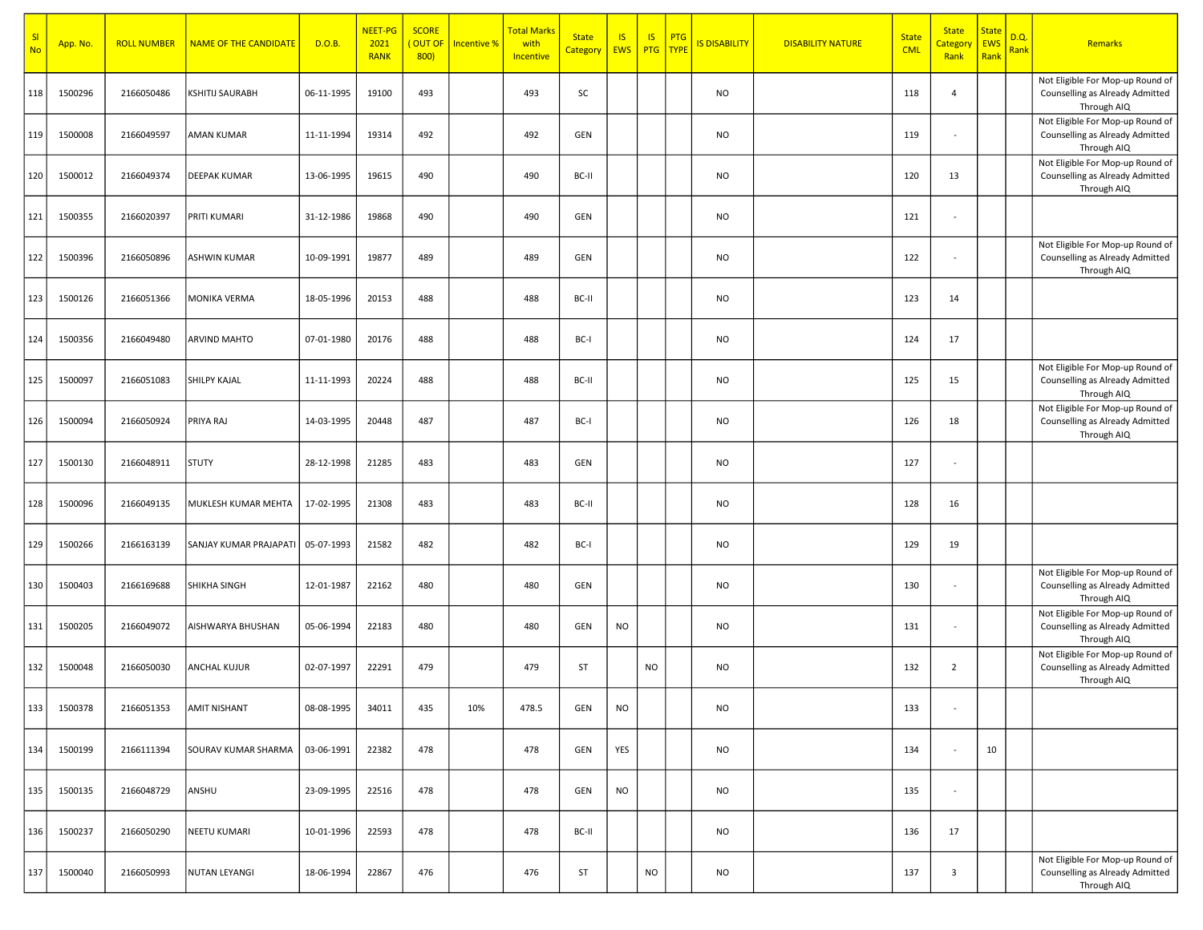| Sl No | App. No. | ROLL NUMBER | NAME OF THE CANDIDATE | D.O.B. | NEET-PG 2021 RANK | SCORE ( OUT OF 800) | Incentive % | Total Marks with Incentive | State Category | IS EWS | IS PTG | PTG TYPE | IS DISABILITY | DISABILITY NATURE | State CML | State Category Rank | State EWS Rank | D.Q. Rank | Remarks |
|---|---|---|---|---|---|---|---|---|---|---|---|---|---|---|---|---|---|---|---|
| 118 | 1500296 | 2166050486 | KSHITIJ SAURABH | 06-11-1995 | 19100 | 493 | | 493 | SC | | | | NO | | 118 | 4 | | | Not Eligible For Mop-up Round of Counselling as Already Admitted Through AIQ |
| 119 | 1500008 | 2166049597 | AMAN KUMAR | 11-11-1994 | 19314 | 492 | | 492 | GEN | | | | NO | | 119 | - | | | Not Eligible For Mop-up Round of Counselling as Already Admitted Through AIQ |
| 120 | 1500012 | 2166049374 | DEEPAK KUMAR | 13-06-1995 | 19615 | 490 | | 490 | BC-II | | | | NO | | 120 | 13 | | | Not Eligible For Mop-up Round of Counselling as Already Admitted Through AIQ |
| 121 | 1500355 | 2166020397 | PRITI KUMARI | 31-12-1986 | 19868 | 490 | | 490 | GEN | | | | NO | | 121 | - | | | |
| 122 | 1500396 | 2166050896 | ASHWIN KUMAR | 10-09-1991 | 19877 | 489 | | 489 | GEN | | | | NO | | 122 | - | | | Not Eligible For Mop-up Round of Counselling as Already Admitted Through AIQ |
| 123 | 1500126 | 2166051366 | MONIKA VERMA | 18-05-1996 | 20153 | 488 | | 488 | BC-II | | | | NO | | 123 | 14 | | | |
| 124 | 1500356 | 2166049480 | ARVIND MAHTO | 07-01-1980 | 20176 | 488 | | 488 | BC-I | | | | NO | | 124 | 17 | | | |
| 125 | 1500097 | 2166051083 | SHILPY KAJAL | 11-11-1993 | 20224 | 488 | | 488 | BC-II | | | | NO | | 125 | 15 | | | Not Eligible For Mop-up Round of Counselling as Already Admitted Through AIQ |
| 126 | 1500094 | 2166050924 | PRIYA RAJ | 14-03-1995 | 20448 | 487 | | 487 | BC-I | | | | NO | | 126 | 18 | | | Not Eligible For Mop-up Round of Counselling as Already Admitted Through AIQ |
| 127 | 1500130 | 2166048911 | STUTY | 28-12-1998 | 21285 | 483 | | 483 | GEN | | | | NO | | 127 | - | | | |
| 128 | 1500096 | 2166049135 | MUKLESH KUMAR MEHTA | 17-02-1995 | 21308 | 483 | | 483 | BC-II | | | | NO | | 128 | 16 | | | |
| 129 | 1500266 | 2166163139 | SANJAY KUMAR PRAJAPATI | 05-07-1993 | 21582 | 482 | | 482 | BC-I | | | | NO | | 129 | 19 | | | |
| 130 | 1500403 | 2166169688 | SHIKHA SINGH | 12-01-1987 | 22162 | 480 | | 480 | GEN | | | | NO | | 130 | - | | | Not Eligible For Mop-up Round of Counselling as Already Admitted Through AIQ |
| 131 | 1500205 | 2166049072 | AISHWARYA BHUSHAN | 05-06-1994 | 22183 | 480 | | 480 | GEN | NO | | | NO | | 131 | - | | | Not Eligible For Mop-up Round of Counselling as Already Admitted Through AIQ |
| 132 | 1500048 | 2166050030 | ANCHAL KUJUR | 02-07-1997 | 22291 | 479 | | 479 | ST | | NO | | NO | | 132 | 2 | | | Not Eligible For Mop-up Round of Counselling as Already Admitted Through AIQ |
| 133 | 1500378 | 2166051353 | AMIT NISHANT | 08-08-1995 | 34011 | 435 | 10% | 478.5 | GEN | NO | | | NO | | 133 | - | | | |
| 134 | 1500199 | 2166111394 | SOURAV KUMAR SHARMA | 03-06-1991 | 22382 | 478 | | 478 | GEN | YES | | | NO | | 134 | - | 10 | | |
| 135 | 1500135 | 2166048729 | ANSHU | 23-09-1995 | 22516 | 478 | | 478 | GEN | NO | | | NO | | 135 | - | | | |
| 136 | 1500237 | 2166050290 | NEETU KUMARI | 10-01-1996 | 22593 | 478 | | 478 | BC-II | | | | NO | | 136 | 17 | | | |
| 137 | 1500040 | 2166050993 | NUTAN LEYANGI | 18-06-1994 | 22867 | 476 | | 476 | ST | | NO | | NO | | 137 | 3 | | | Not Eligible For Mop-up Round of Counselling as Already Admitted Through AIQ |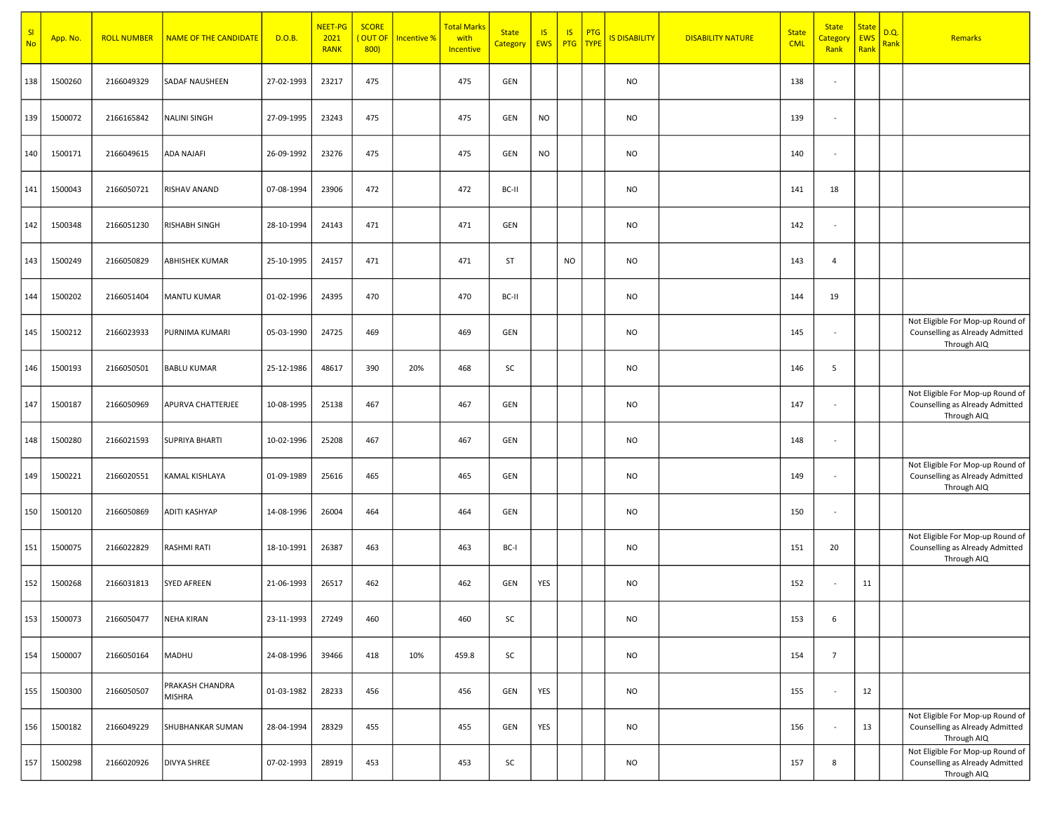| Sl No | App. No. | ROLL NUMBER | NAME OF THE CANDIDATE | D.O.B. | NEET-PG 2021 RANK | SCORE ( OUT OF 800) | Incentive % | Total Marks with Incentive | State Category | IS EWS | IS PTG | PTG TYPE | IS DISABILITY | DISABILITY NATURE | State CML | State Category Rank | State EWS Rank | D.Q. Rank | Remarks |
|---|---|---|---|---|---|---|---|---|---|---|---|---|---|---|---|---|---|---|---|
| 138 | 1500260 | 2166049329 | SADAF NAUSHEEN | 27-02-1993 | 23217 | 475 | | 475 | GEN | | | | NO | | 138 | - | | | |
| 139 | 1500072 | 2166165842 | NALINI SINGH | 27-09-1995 | 23243 | 475 | | 475 | GEN | NO | | | NO | | 139 | - | | | |
| 140 | 1500171 | 2166049615 | ADA NAJAFI | 26-09-1992 | 23276 | 475 | | 475 | GEN | NO | | | NO | | 140 | - | | | |
| 141 | 1500043 | 2166050721 | RISHAV ANAND | 07-08-1994 | 23906 | 472 | | 472 | BC-II | | | | NO | | 141 | 18 | | | |
| 142 | 1500348 | 2166051230 | RISHABH SINGH | 28-10-1994 | 24143 | 471 | | 471 | GEN | | | | NO | | 142 | - | | | |
| 143 | 1500249 | 2166050829 | ABHISHEK KUMAR | 25-10-1995 | 24157 | 471 | | 471 | ST | | NO | | NO | | 143 | 4 | | | |
| 144 | 1500202 | 2166051404 | MANTU KUMAR | 01-02-1996 | 24395 | 470 | | 470 | BC-II | | | | NO | | 144 | 19 | | | |
| 145 | 1500212 | 2166023933 | PURNIMA KUMARI | 05-03-1990 | 24725 | 469 | | 469 | GEN | | | | NO | | 145 | - | | | Not Eligible For Mop-up Round of Counselling as Already Admitted Through AIQ |
| 146 | 1500193 | 2166050501 | BABLU KUMAR | 25-12-1986 | 48617 | 390 | 20% | 468 | SC | | | | NO | | 146 | 5 | | | |
| 147 | 1500187 | 2166050969 | APURVA CHATTERJEE | 10-08-1995 | 25138 | 467 | | 467 | GEN | | | | NO | | 147 | - | | | Not Eligible For Mop-up Round of Counselling as Already Admitted Through AIQ |
| 148 | 1500280 | 2166021593 | SUPRIYA BHARTI | 10-02-1996 | 25208 | 467 | | 467 | GEN | | | | NO | | 148 | - | | | |
| 149 | 1500221 | 2166020551 | KAMAL KISHLAYA | 01-09-1989 | 25616 | 465 | | 465 | GEN | | | | NO | | 149 | - | | | Not Eligible For Mop-up Round of Counselling as Already Admitted Through AIQ |
| 150 | 1500120 | 2166050869 | ADITI KASHYAP | 14-08-1996 | 26004 | 464 | | 464 | GEN | | | | NO | | 150 | - | | | |
| 151 | 1500075 | 2166022829 | RASHMI RATI | 18-10-1991 | 26387 | 463 | | 463 | BC-I | | | | NO | | 151 | 20 | | | Not Eligible For Mop-up Round of Counselling as Already Admitted Through AIQ |
| 152 | 1500268 | 2166031813 | SYED AFREEN | 21-06-1993 | 26517 | 462 | | 462 | GEN | YES | | | NO | | 152 | - | 11 | | |
| 153 | 1500073 | 2166050477 | NEHA KIRAN | 23-11-1993 | 27249 | 460 | | 460 | SC | | | | NO | | 153 | 6 | | | |
| 154 | 1500007 | 2166050164 | MADHU | 24-08-1996 | 39466 | 418 | 10% | 459.8 | SC | | | | NO | | 154 | 7 | | | |
| 155 | 1500300 | 2166050507 | PRAKASH CHANDRA MISHRA | 01-03-1982 | 28233 | 456 | | 456 | GEN | YES | | | NO | | 155 | - | 12 | | |
| 156 | 1500182 | 2166049229 | SHUBHANKAR SUMAN | 28-04-1994 | 28329 | 455 | | 455 | GEN | YES | | | NO | | 156 | - | 13 | | Not Eligible For Mop-up Round of Counselling as Already Admitted Through AIQ |
| 157 | 1500298 | 2166020926 | DIVYA SHREE | 07-02-1993 | 28919 | 453 | | 453 | SC | | | | NO | | 157 | 8 | | | Not Eligible For Mop-up Round of Counselling as Already Admitted Through AIQ |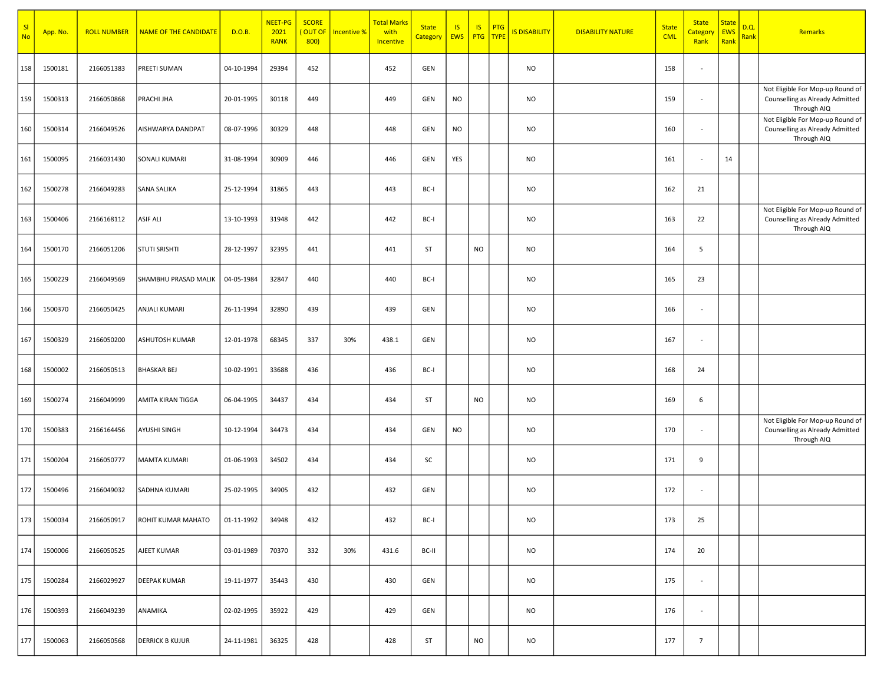| Sl No | App. No. | ROLL NUMBER | NAME OF THE CANDIDATE | D.O.B. | NEET-PG 2021 RANK | SCORE ( OUT OF 800) | Incentive % | Total Marks with Incentive | State Category | IS EWS | IS PTG | PTG TYPE | IS DISABILITY | DISABILITY NATURE | State CML | State Category Rank | State EWS Rank | D.Q. Rank | Remarks |
|---|---|---|---|---|---|---|---|---|---|---|---|---|---|---|---|---|---|---|---|
| 158 | 1500181 | 2166051383 | PREETI SUMAN | 04-10-1994 | 29394 | 452 | | 452 | GEN | | | | NO | | 158 | - | | | |
| 159 | 1500313 | 2166050868 | PRACHI JHA | 20-01-1995 | 30118 | 449 | | 449 | GEN | NO | | | NO | | 159 | - | | | Not Eligible For Mop-up Round of Counselling as Already Admitted Through AIQ |
| 160 | 1500314 | 2166049526 | AISHWARYA DANDPAT | 08-07-1996 | 30329 | 448 | | 448 | GEN | NO | | | NO | | 160 | - | | | Not Eligible For Mop-up Round of Counselling as Already Admitted Through AIQ |
| 161 | 1500095 | 2166031430 | SONALI KUMARI | 31-08-1994 | 30909 | 446 | | 446 | GEN | YES | | | NO | | 161 | - | 14 | | |
| 162 | 1500278 | 2166049283 | SANA SALIKA | 25-12-1994 | 31865 | 443 | | 443 | BC-I | | | | NO | | 162 | 21 | | | |
| 163 | 1500406 | 2166168112 | ASIF ALI | 13-10-1993 | 31948 | 442 | | 442 | BC-I | | | | NO | | 163 | 22 | | | Not Eligible For Mop-up Round of Counselling as Already Admitted Through AIQ |
| 164 | 1500170 | 2166051206 | STUTI SRISHTI | 28-12-1997 | 32395 | 441 | | 441 | ST | | NO | | NO | | 164 | 5 | | | |
| 165 | 1500229 | 2166049569 | SHAMBHU PRASAD MALIK | 04-05-1984 | 32847 | 440 | | 440 | BC-I | | | | NO | | 165 | 23 | | | |
| 166 | 1500370 | 2166050425 | ANJALI KUMARI | 26-11-1994 | 32890 | 439 | | 439 | GEN | | | | NO | | 166 | - | | | |
| 167 | 1500329 | 2166050200 | ASHUTOSH KUMAR | 12-01-1978 | 68345 | 337 | 30% | 438.1 | GEN | | | | NO | | 167 | - | | | |
| 168 | 1500002 | 2166050513 | BHASKAR BEJ | 10-02-1991 | 33688 | 436 | | 436 | BC-I | | | | NO | | 168 | 24 | | | |
| 169 | 1500274 | 2166049999 | AMITA KIRAN TIGGA | 06-04-1995 | 34437 | 434 | | 434 | ST | | NO | | NO | | 169 | 6 | | | |
| 170 | 1500383 | 2166164456 | AYUSHI SINGH | 10-12-1994 | 34473 | 434 | | 434 | GEN | NO | | | NO | | 170 | - | | | Not Eligible For Mop-up Round of Counselling as Already Admitted Through AIQ |
| 171 | 1500204 | 2166050777 | MAMTA KUMARI | 01-06-1993 | 34502 | 434 | | 434 | SC | | | | NO | | 171 | 9 | | | |
| 172 | 1500496 | 2166049032 | SADHNA KUMARI | 25-02-1995 | 34905 | 432 | | 432 | GEN | | | | NO | | 172 | - | | | |
| 173 | 1500034 | 2166050917 | ROHIT KUMAR MAHATO | 01-11-1992 | 34948 | 432 | | 432 | BC-I | | | | NO | | 173 | 25 | | | |
| 174 | 1500006 | 2166050525 | AJEET KUMAR | 03-01-1989 | 70370 | 332 | 30% | 431.6 | BC-II | | | | NO | | 174 | 20 | | | |
| 175 | 1500284 | 2166029927 | DEEPAK KUMAR | 19-11-1977 | 35443 | 430 | | 430 | GEN | | | | NO | | 175 | - | | | |
| 176 | 1500393 | 2166049239 | ANAMIKA | 02-02-1995 | 35922 | 429 | | 429 | GEN | | | | NO | | 176 | - | | | |
| 177 | 1500063 | 2166050568 | DERRICK B KUJUR | 24-11-1981 | 36325 | 428 | | 428 | ST | | NO | | NO | | 177 | 7 | | | |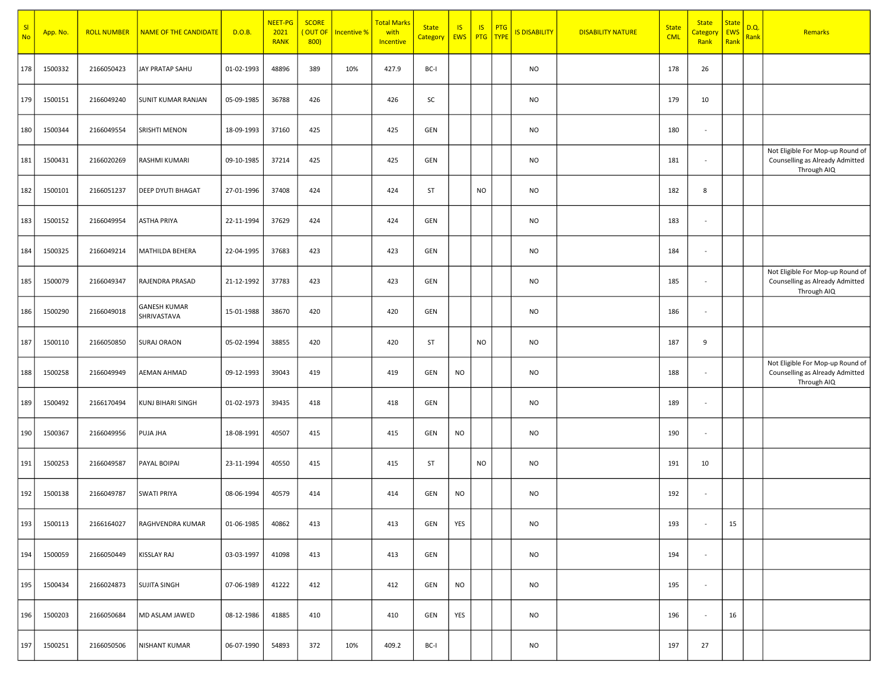| Sl No | App. No. | ROLL NUMBER | NAME OF THE CANDIDATE | D.O.B. | NEET-PG 2021 RANK | SCORE ( OUT OF 800) | Incentive % | Total Marks with Incentive | State Category | IS EWS | IS PTG | PTG TYPE | IS DISABILITY | DISABILITY NATURE | State CML | State Category Rank | State EWS Rank | D.Q. Rank | Remarks |
|---|---|---|---|---|---|---|---|---|---|---|---|---|---|---|---|---|---|---|---|
| 178 | 1500332 | 2166050423 | JAY PRATAP SAHU | 01-02-1993 | 48896 | 389 | 10% | 427.9 | BC-I | | | | NO | | 178 | 26 | | | |
| 179 | 1500151 | 2166049240 | SUNIT KUMAR RANJAN | 05-09-1985 | 36788 | 426 | | 426 | SC | | | | NO | | 179 | 10 | | | |
| 180 | 1500344 | 2166049554 | SRISHTI MENON | 18-09-1993 | 37160 | 425 | | 425 | GEN | | | | NO | | 180 | - | | | |
| 181 | 1500431 | 2166020269 | RASHMI KUMARI | 09-10-1985 | 37214 | 425 | | 425 | GEN | | | | NO | | 181 | - | | | Not Eligible For Mop-up Round of Counselling as Already Admitted Through AIQ |
| 182 | 1500101 | 2166051237 | DEEP DYUTI BHAGAT | 27-01-1996 | 37408 | 424 | | 424 | ST | | NO | | NO | | 182 | 8 | | | |
| 183 | 1500152 | 2166049954 | ASTHA PRIYA | 22-11-1994 | 37629 | 424 | | 424 | GEN | | | | NO | | 183 | - | | | |
| 184 | 1500325 | 2166049214 | MATHILDA BEHERA | 22-04-1995 | 37683 | 423 | | 423 | GEN | | | | NO | | 184 | - | | | |
| 185 | 1500079 | 2166049347 | RAJENDRA PRASAD | 21-12-1992 | 37783 | 423 | | 423 | GEN | | | | NO | | 185 | - | | | Not Eligible For Mop-up Round of Counselling as Already Admitted Through AIQ |
| 186 | 1500290 | 2166049018 | GANESH KUMAR SHRIVASTAVA | 15-01-1988 | 38670 | 420 | | 420 | GEN | | | | NO | | 186 | - | | | |
| 187 | 1500110 | 2166050850 | SURAJ ORAON | 05-02-1994 | 38855 | 420 | | 420 | ST | | NO | | NO | | 187 | 9 | | | |
| 188 | 1500258 | 2166049949 | AEMAN AHMAD | 09-12-1993 | 39043 | 419 | | 419 | GEN | NO | | | NO | | 188 | - | | | Not Eligible For Mop-up Round of Counselling as Already Admitted Through AIQ |
| 189 | 1500492 | 2166170494 | KUNJ BIHARI SINGH | 01-02-1973 | 39435 | 418 | | 418 | GEN | | | | NO | | 189 | - | | | |
| 190 | 1500367 | 2166049956 | PUJA JHA | 18-08-1991 | 40507 | 415 | | 415 | GEN | NO | | | NO | | 190 | - | | | |
| 191 | 1500253 | 2166049587 | PAYAL BOIPAI | 23-11-1994 | 40550 | 415 | | 415 | ST | | NO | | NO | | 191 | 10 | | | |
| 192 | 1500138 | 2166049787 | SWATI PRIYA | 08-06-1994 | 40579 | 414 | | 414 | GEN | NO | | | NO | | 192 | - | | | |
| 193 | 1500113 | 2166164027 | RAGHVENDRA KUMAR | 01-06-1985 | 40862 | 413 | | 413 | GEN | YES | | | NO | | 193 | - | 15 | | |
| 194 | 1500059 | 2166050449 | KISSLAY RAJ | 03-03-1997 | 41098 | 413 | | 413 | GEN | | | | NO | | 194 | - | | | |
| 195 | 1500434 | 2166024873 | SUJITA SINGH | 07-06-1989 | 41222 | 412 | | 412 | GEN | NO | | | NO | | 195 | - | | | |
| 196 | 1500203 | 2166050684 | MD ASLAM JAWED | 08-12-1986 | 41885 | 410 | | 410 | GEN | YES | | | NO | | 196 | - | 16 | | |
| 197 | 1500251 | 2166050506 | NISHANT KUMAR | 06-07-1990 | 54893 | 372 | 10% | 409.2 | BC-I | | | | NO | | 197 | 27 | | | |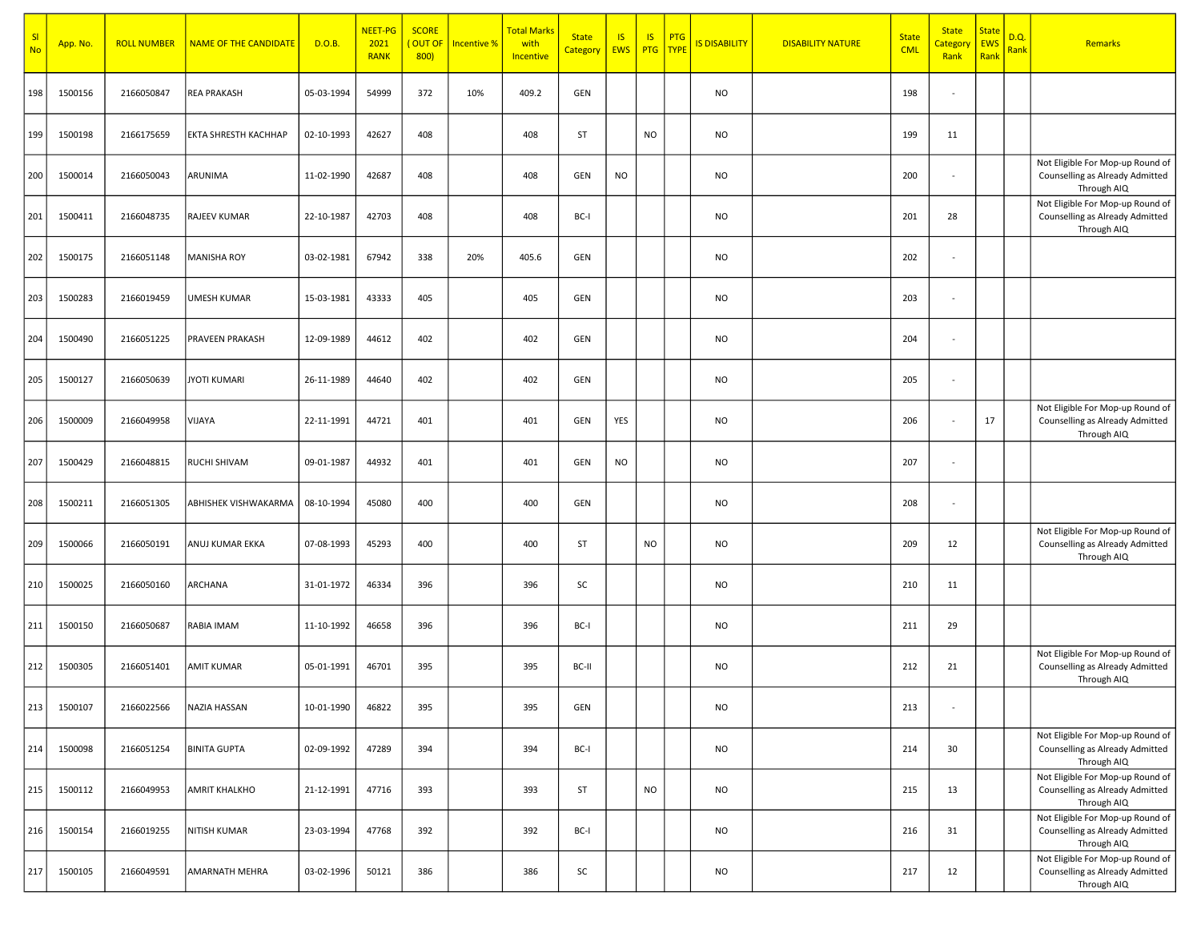| Sl No | App. No. | ROLL NUMBER | NAME OF THE CANDIDATE | D.O.B. | NEET-PG 2021 RANK | SCORE ( OUT OF 800) | Incentive % | Total Marks with Incentive | State Category | IS EWS | IS PTG | PTG TYPE | IS DISABILITY | DISABILITY NATURE | State CML | State Category Rank | State EWS Rank | D.Q. Rank | Remarks |
|---|---|---|---|---|---|---|---|---|---|---|---|---|---|---|---|---|---|---|---|
| 198 | 1500156 | 2166050847 | REA PRAKASH | 05-03-1994 | 54999 | 372 | 10% | 409.2 | GEN | | | | NO | | 198 | - | | | |
| 199 | 1500198 | 2166175659 | EKTA SHRESTH KACHHAP | 02-10-1993 | 42627 | 408 | | 408 | ST | | NO | | NO | | 199 | 11 | | | |
| 200 | 1500014 | 2166050043 | ARUNIMA | 11-02-1990 | 42687 | 408 | | 408 | GEN | NO | | | NO | | 200 | - | | | Not Eligible For Mop-up Round of Counselling as Already Admitted Through AIQ |
| 201 | 1500411 | 2166048735 | RAJEEV KUMAR | 22-10-1987 | 42703 | 408 | | 408 | BC-I | | | | NO | | 201 | 28 | | | Not Eligible For Mop-up Round of Counselling as Already Admitted Through AIQ |
| 202 | 1500175 | 2166051148 | MANISHA ROY | 03-02-1981 | 67942 | 338 | 20% | 405.6 | GEN | | | | NO | | 202 | - | | | |
| 203 | 1500283 | 2166019459 | UMESH KUMAR | 15-03-1981 | 43333 | 405 | | 405 | GEN | | | | NO | | 203 | - | | | |
| 204 | 1500490 | 2166051225 | PRAVEEN PRAKASH | 12-09-1989 | 44612 | 402 | | 402 | GEN | | | | NO | | 204 | - | | | |
| 205 | 1500127 | 2166050639 | JYOTI KUMARI | 26-11-1989 | 44640 | 402 | | 402 | GEN | | | | NO | | 205 | - | | | |
| 206 | 1500009 | 2166049958 | VIJAYA | 22-11-1991 | 44721 | 401 | | 401 | GEN | YES | | | NO | | 206 | - | 17 | | Not Eligible For Mop-up Round of Counselling as Already Admitted Through AIQ |
| 207 | 1500429 | 2166048815 | RUCHI SHIVAM | 09-01-1987 | 44932 | 401 | | 401 | GEN | NO | | | NO | | 207 | - | | | |
| 208 | 1500211 | 2166051305 | ABHISHEK VISHWAKARMA | 08-10-1994 | 45080 | 400 | | 400 | GEN | | | | NO | | 208 | - | | | |
| 209 | 1500066 | 2166050191 | ANUJ KUMAR EKKA | 07-08-1993 | 45293 | 400 | | 400 | ST | | NO | | NO | | 209 | 12 | | | Not Eligible For Mop-up Round of Counselling as Already Admitted Through AIQ |
| 210 | 1500025 | 2166050160 | ARCHANA | 31-01-1972 | 46334 | 396 | | 396 | SC | | | | NO | | 210 | 11 | | | |
| 211 | 1500150 | 2166050687 | RABIA IMAM | 11-10-1992 | 46658 | 396 | | 396 | BC-I | | | | NO | | 211 | 29 | | | |
| 212 | 1500305 | 2166051401 | AMIT KUMAR | 05-01-1991 | 46701 | 395 | | 395 | BC-II | | | | NO | | 212 | 21 | | | Not Eligible For Mop-up Round of Counselling as Already Admitted Through AIQ |
| 213 | 1500107 | 2166022566 | NAZIA HASSAN | 10-01-1990 | 46822 | 395 | | 395 | GEN | | | | NO | | 213 | - | | | |
| 214 | 1500098 | 2166051254 | BINITA GUPTA | 02-09-1992 | 47289 | 394 | | 394 | BC-I | | | | NO | | 214 | 30 | | | Not Eligible For Mop-up Round of Counselling as Already Admitted Through AIQ |
| 215 | 1500112 | 2166049953 | AMRIT KHALKHO | 21-12-1991 | 47716 | 393 | | 393 | ST | | NO | | NO | | 215 | 13 | | | Not Eligible For Mop-up Round of Counselling as Already Admitted Through AIQ |
| 216 | 1500154 | 2166019255 | NITISH KUMAR | 23-03-1994 | 47768 | 392 | | 392 | BC-I | | | | NO | | 216 | 31 | | | Not Eligible For Mop-up Round of Counselling as Already Admitted Through AIQ |
| 217 | 1500105 | 2166049591 | AMARNATH MEHRA | 03-02-1996 | 50121 | 386 | | 386 | SC | | | | NO | | 217 | 12 | | | Not Eligible For Mop-up Round of Counselling as Already Admitted Through AIQ |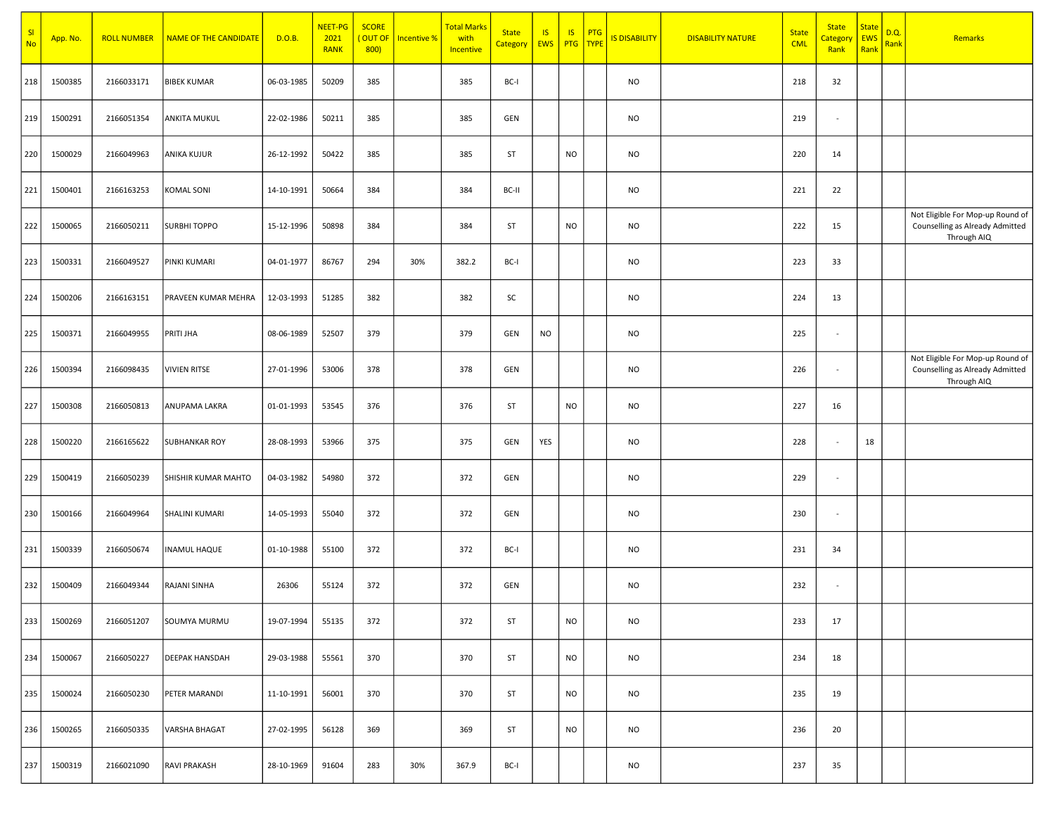| Sl No | App. No. | ROLL NUMBER | NAME OF THE CANDIDATE | D.O.B. | NEET-PG 2021 RANK | SCORE ( OUT OF 800) | Incentive % | Total Marks with Incentive | State Category | IS EWS | IS PTG | PTG TYPE | IS DISABILITY | DISABILITY NATURE | State CML | State Category Rank | State EWS Rank | D.Q. Rank | Remarks |
|---|---|---|---|---|---|---|---|---|---|---|---|---|---|---|---|---|---|---|---|
| 218 | 1500385 | 2166033171 | BIBEK KUMAR | 06-03-1985 | 50209 | 385 | | 385 | BC-I | | | | NO | | 218 | 32 | | | |
| 219 | 1500291 | 2166051354 | ANKITA MUKUL | 22-02-1986 | 50211 | 385 | | 385 | GEN | | | | NO | | 219 | - | | | |
| 220 | 1500029 | 2166049963 | ANIKA KUJUR | 26-12-1992 | 50422 | 385 | | 385 | ST | | NO | | NO | | 220 | 14 | | | |
| 221 | 1500401 | 2166163253 | KOMAL SONI | 14-10-1991 | 50664 | 384 | | 384 | BC-II | | | | NO | | 221 | 22 | | | |
| 222 | 1500065 | 2166050211 | SURBHI TOPPO | 15-12-1996 | 50898 | 384 | | 384 | ST | | NO | | NO | | 222 | 15 | | | Not Eligible For Mop-up Round of Counselling as Already Admitted Through AIQ |
| 223 | 1500331 | 2166049527 | PINKI KUMARI | 04-01-1977 | 86767 | 294 | 30% | 382.2 | BC-I | | | | NO | | 223 | 33 | | | |
| 224 | 1500206 | 2166163151 | PRAVEEN KUMAR MEHRA | 12-03-1993 | 51285 | 382 | | 382 | SC | | | | NO | | 224 | 13 | | | |
| 225 | 1500371 | 2166049955 | PRITI JHA | 08-06-1989 | 52507 | 379 | | 379 | GEN | NO | | | NO | | 225 | - | | | |
| 226 | 1500394 | 2166098435 | VIVIEN RITSE | 27-01-1996 | 53006 | 378 | | 378 | GEN | | | | NO | | 226 | - | | | Not Eligible For Mop-up Round of Counselling as Already Admitted Through AIQ |
| 227 | 1500308 | 2166050813 | ANUPAMA LAKRA | 01-01-1993 | 53545 | 376 | | 376 | ST | | NO | | NO | | 227 | 16 | | | |
| 228 | 1500220 | 2166165622 | SUBHANKAR ROY | 28-08-1993 | 53966 | 375 | | 375 | GEN | YES | | | NO | | 228 | - | 18 | | |
| 229 | 1500419 | 2166050239 | SHISHIR KUMAR MAHTO | 04-03-1982 | 54980 | 372 | | 372 | GEN | | | | NO | | 229 | - | | | |
| 230 | 1500166 | 2166049964 | SHALINI KUMARI | 14-05-1993 | 55040 | 372 | | 372 | GEN | | | | NO | | 230 | - | | | |
| 231 | 1500339 | 2166050674 | INAMUL HAQUE | 01-10-1988 | 55100 | 372 | | 372 | BC-I | | | | NO | | 231 | 34 | | | |
| 232 | 1500409 | 2166049344 | RAJANI SINHA | 26306 | 55124 | 372 | | 372 | GEN | | | | NO | | 232 | - | | | |
| 233 | 1500269 | 2166051207 | SOUMYA MURMU | 19-07-1994 | 55135 | 372 | | 372 | ST | | NO | | NO | | 233 | 17 | | | |
| 234 | 1500067 | 2166050227 | DEEPAK HANSDAH | 29-03-1988 | 55561 | 370 | | 370 | ST | | NO | | NO | | 234 | 18 | | | |
| 235 | 1500024 | 2166050230 | PETER MARANDI | 11-10-1991 | 56001 | 370 | | 370 | ST | | NO | | NO | | 235 | 19 | | | |
| 236 | 1500265 | 2166050335 | VARSHA BHAGAT | 27-02-1995 | 56128 | 369 | | 369 | ST | | NO | | NO | | 236 | 20 | | | |
| 237 | 1500319 | 2166021090 | RAVI PRAKASH | 28-10-1969 | 91604 | 283 | 30% | 367.9 | BC-I | | | | NO | | 237 | 35 | | | |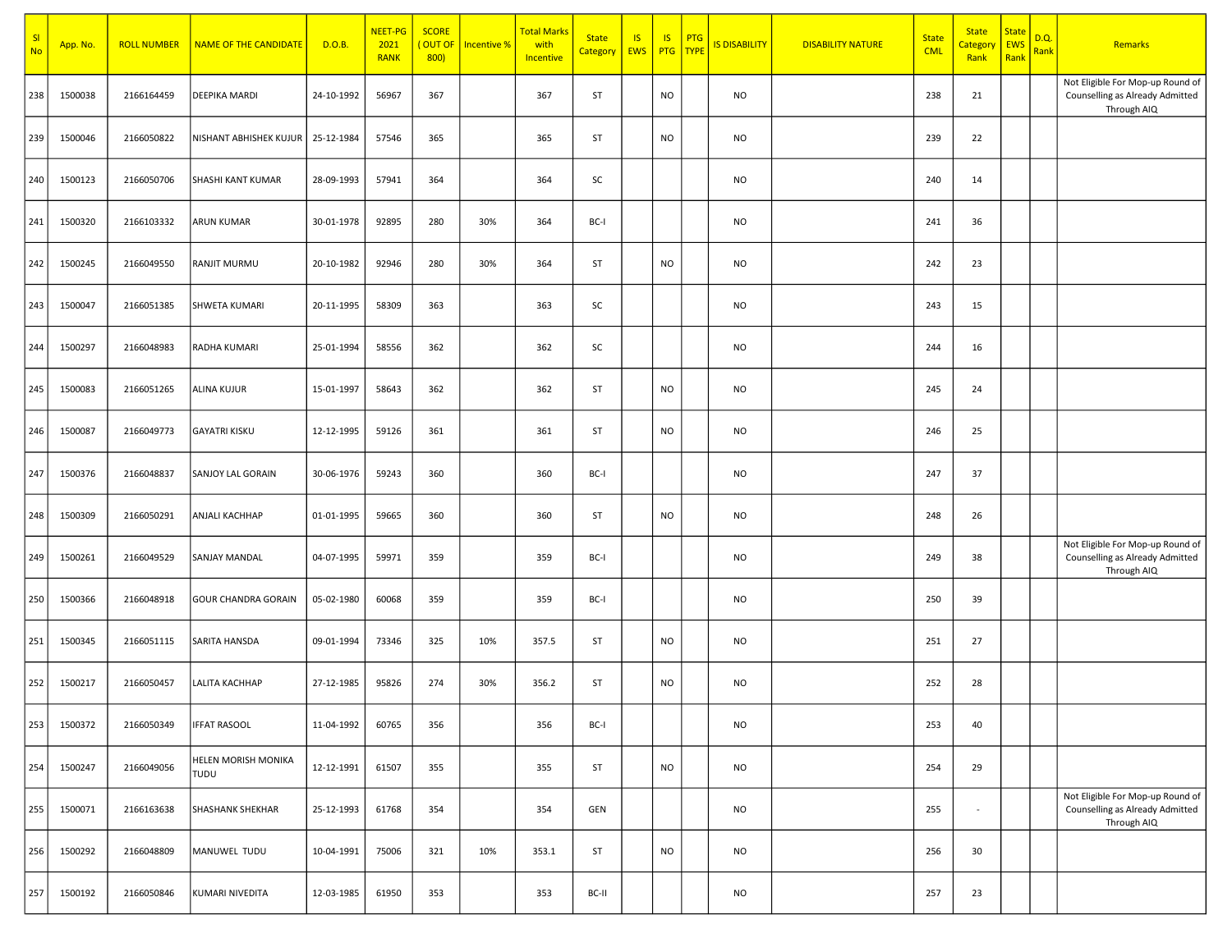| Sl No | App. No. | ROLL NUMBER | NAME OF THE CANDIDATE | D.O.B. | NEET-PG 2021 RANK | SCORE ( OUT OF 800) | Incentive % | Total Marks with Incentive | State Category | IS EWS | IS PTG | PTG TYPE | IS DISABILITY | DISABILITY NATURE | State CML | State Category Rank | State EWS Rank | D.Q. Rank | Remarks |
|---|---|---|---|---|---|---|---|---|---|---|---|---|---|---|---|---|---|---|---|
| 238 | 1500038 | 2166164459 | DEEPIKA MARDI | 24-10-1992 | 56967 | 367 | | 367 | ST | | NO | | NO | | 238 | 21 | | | Not Eligible For Mop-up Round of Counselling as Already Admitted Through AIQ |
| 239 | 1500046 | 2166050822 | NISHANT ABHISHEK KUJUR | 25-12-1984 | 57546 | 365 | | 365 | ST | | NO | | NO | | 239 | 22 | | | |
| 240 | 1500123 | 2166050706 | SHASHI KANT KUMAR | 28-09-1993 | 57941 | 364 | | 364 | SC | | | | NO | | 240 | 14 | | | |
| 241 | 1500320 | 2166103332 | ARUN KUMAR | 30-01-1978 | 92895 | 280 | 30% | 364 | BC-I | | | | NO | | 241 | 36 | | | |
| 242 | 1500245 | 2166049550 | RANJIT MURMU | 20-10-1982 | 92946 | 280 | 30% | 364 | ST | | NO | | NO | | 242 | 23 | | | |
| 243 | 1500047 | 2166051385 | SHWETA KUMARI | 20-11-1995 | 58309 | 363 | | 363 | SC | | | | NO | | 243 | 15 | | | |
| 244 | 1500297 | 2166048983 | RADHA KUMARI | 25-01-1994 | 58556 | 362 | | 362 | SC | | | | NO | | 244 | 16 | | | |
| 245 | 1500083 | 2166051265 | ALINA KUJUR | 15-01-1997 | 58643 | 362 | | 362 | ST | | NO | | NO | | 245 | 24 | | | |
| 246 | 1500087 | 2166049773 | GAYATRI KISKU | 12-12-1995 | 59126 | 361 | | 361 | ST | | NO | | NO | | 246 | 25 | | | |
| 247 | 1500376 | 2166048837 | SANJOY LAL GORAIN | 30-06-1976 | 59243 | 360 | | 360 | BC-I | | | | NO | | 247 | 37 | | | |
| 248 | 1500309 | 2166050291 | ANJALI KACHHAP | 01-01-1995 | 59665 | 360 | | 360 | ST | | NO | | NO | | 248 | 26 | | | |
| 249 | 1500261 | 2166049529 | SANJAY MANDAL | 04-07-1995 | 59971 | 359 | | 359 | BC-I | | | | NO | | 249 | 38 | | | Not Eligible For Mop-up Round of Counselling as Already Admitted Through AIQ |
| 250 | 1500366 | 2166048918 | GOUR CHANDRA GORAIN | 05-02-1980 | 60068 | 359 | | 359 | BC-I | | | | NO | | 250 | 39 | | | |
| 251 | 1500345 | 2166051115 | SARITA HANSDA | 09-01-1994 | 73346 | 325 | 10% | 357.5 | ST | | NO | | NO | | 251 | 27 | | | |
| 252 | 1500217 | 2166050457 | LALITA KACHHAP | 27-12-1985 | 95826 | 274 | 30% | 356.2 | ST | | NO | | NO | | 252 | 28 | | | |
| 253 | 1500372 | 2166050349 | IFFAT RASOOL | 11-04-1992 | 60765 | 356 | | 356 | BC-I | | | | NO | | 253 | 40 | | | |
| 254 | 1500247 | 2166049056 | HELEN MORISH MONIKA TUDU | 12-12-1991 | 61507 | 355 | | 355 | ST | | NO | | NO | | 254 | 29 | | | |
| 255 | 1500071 | 2166163638 | SHASHANK SHEKHAR | 25-12-1993 | 61768 | 354 | | 354 | GEN | | | | NO | | 255 | - | | | Not Eligible For Mop-up Round of Counselling as Already Admitted Through AIQ |
| 256 | 1500292 | 2166048809 | MANUWEL TUDU | 10-04-1991 | 75006 | 321 | 10% | 353.1 | ST | | NO | | NO | | 256 | 30 | | | |
| 257 | 1500192 | 2166050846 | KUMARI NIVEDITA | 12-03-1985 | 61950 | 353 | | 353 | BC-II | | | | NO | | 257 | 23 | | | |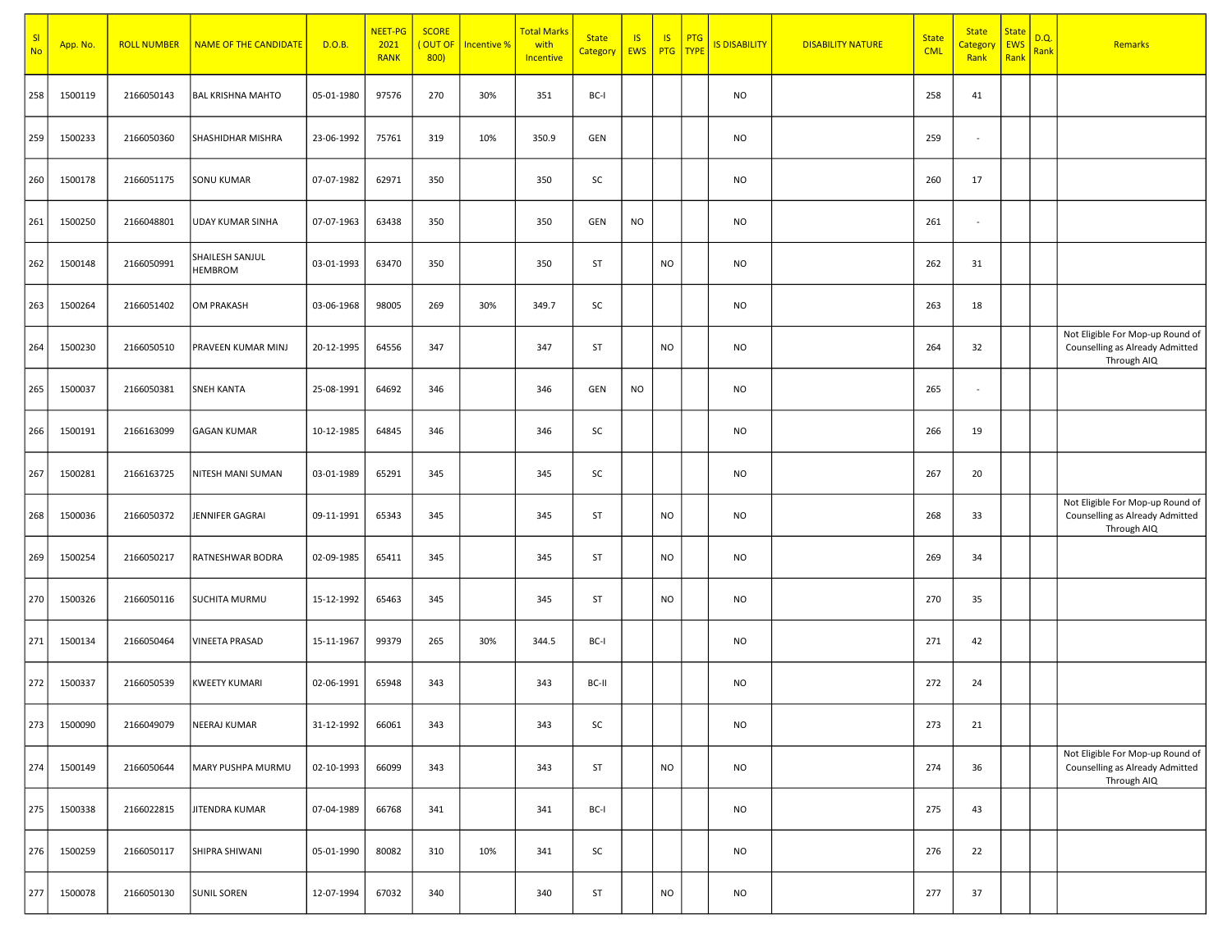| Sl No | App. No. | ROLL NUMBER | NAME OF THE CANDIDATE | D.O.B. | NEET-PG 2021 RANK | SCORE ( OUT OF 800) | Incentive % | Total Marks with Incentive | State Category | IS EWS | IS PTG | PTG TYPE | IS DISABILITY | DISABILITY NATURE | State CML | State Category Rank | State EWS Rank | D.Q. Rank | Remarks |
|---|---|---|---|---|---|---|---|---|---|---|---|---|---|---|---|---|---|---|---|
| 258 | 1500119 | 2166050143 | BAL KRISHNA MAHTO | 05-01-1980 | 97576 | 270 | 30% | 351 | BC-I | | | | NO | | 258 | 41 | | | |
| 259 | 1500233 | 2166050360 | SHASHIDHAR MISHRA | 23-06-1992 | 75761 | 319 | 10% | 350.9 | GEN | | | | NO | | 259 | - | | | |
| 260 | 1500178 | 2166051175 | SONU KUMAR | 07-07-1982 | 62971 | 350 | | 350 | SC | | | | NO | | 260 | 17 | | | |
| 261 | 1500250 | 2166048801 | UDAY KUMAR SINHA | 07-07-1963 | 63438 | 350 | | 350 | GEN | NO | | | NO | | 261 | - | | | |
| 262 | 1500148 | 2166050991 | SHAILESH SANJUL HEMBROM | 03-01-1993 | 63470 | 350 | | 350 | ST | | NO | | NO | | 262 | 31 | | | |
| 263 | 1500264 | 2166051402 | OM PRAKASH | 03-06-1968 | 98005 | 269 | 30% | 349.7 | SC | | | | NO | | 263 | 18 | | | |
| 264 | 1500230 | 2166050510 | PRAVEEN KUMAR MINJ | 20-12-1995 | 64556 | 347 | | 347 | ST | | NO | | NO | | 264 | 32 | | | Not Eligible For Mop-up Round of Counselling as Already Admitted Through AIQ |
| 265 | 1500037 | 2166050381 | SNEH KANTA | 25-08-1991 | 64692 | 346 | | 346 | GEN | NO | | | NO | | 265 | - | | | |
| 266 | 1500191 | 2166163099 | GAGAN KUMAR | 10-12-1985 | 64845 | 346 | | 346 | SC | | | | NO | | 266 | 19 | | | |
| 267 | 1500281 | 2166163725 | NITESH MANI SUMAN | 03-01-1989 | 65291 | 345 | | 345 | SC | | | | NO | | 267 | 20 | | | |
| 268 | 1500036 | 2166050372 | JENNIFER GAGRAI | 09-11-1991 | 65343 | 345 | | 345 | ST | | NO | | NO | | 268 | 33 | | | Not Eligible For Mop-up Round of Counselling as Already Admitted Through AIQ |
| 269 | 1500254 | 2166050217 | RATNESHWAR BODRA | 02-09-1985 | 65411 | 345 | | 345 | ST | | NO | | NO | | 269 | 34 | | | |
| 270 | 1500326 | 2166050116 | SUCHITA MURMU | 15-12-1992 | 65463 | 345 | | 345 | ST | | NO | | NO | | 270 | 35 | | | |
| 271 | 1500134 | 2166050464 | VINEETA PRASAD | 15-11-1967 | 99379 | 265 | 30% | 344.5 | BC-I | | | | NO | | 271 | 42 | | | |
| 272 | 1500337 | 2166050539 | KWEETY KUMARI | 02-06-1991 | 65948 | 343 | | 343 | BC-II | | | | NO | | 272 | 24 | | | |
| 273 | 1500090 | 2166049079 | NEERAJ KUMAR | 31-12-1992 | 66061 | 343 | | 343 | SC | | | | NO | | 273 | 21 | | | |
| 274 | 1500149 | 2166050644 | MARY PUSHPA MURMU | 02-10-1993 | 66099 | 343 | | 343 | ST | | NO | | NO | | 274 | 36 | | | Not Eligible For Mop-up Round of Counselling as Already Admitted Through AIQ |
| 275 | 1500338 | 2166022815 | JITENDRA KUMAR | 07-04-1989 | 66768 | 341 | | 341 | BC-I | | | | NO | | 275 | 43 | | | |
| 276 | 1500259 | 2166050117 | SHIPRA SHIWANI | 05-01-1990 | 80082 | 310 | 10% | 341 | SC | | | | NO | | 276 | 22 | | | |
| 277 | 1500078 | 2166050130 | SUNIL SOREN | 12-07-1994 | 67032 | 340 | | 340 | ST | | NO | | NO | | 277 | 37 | | | |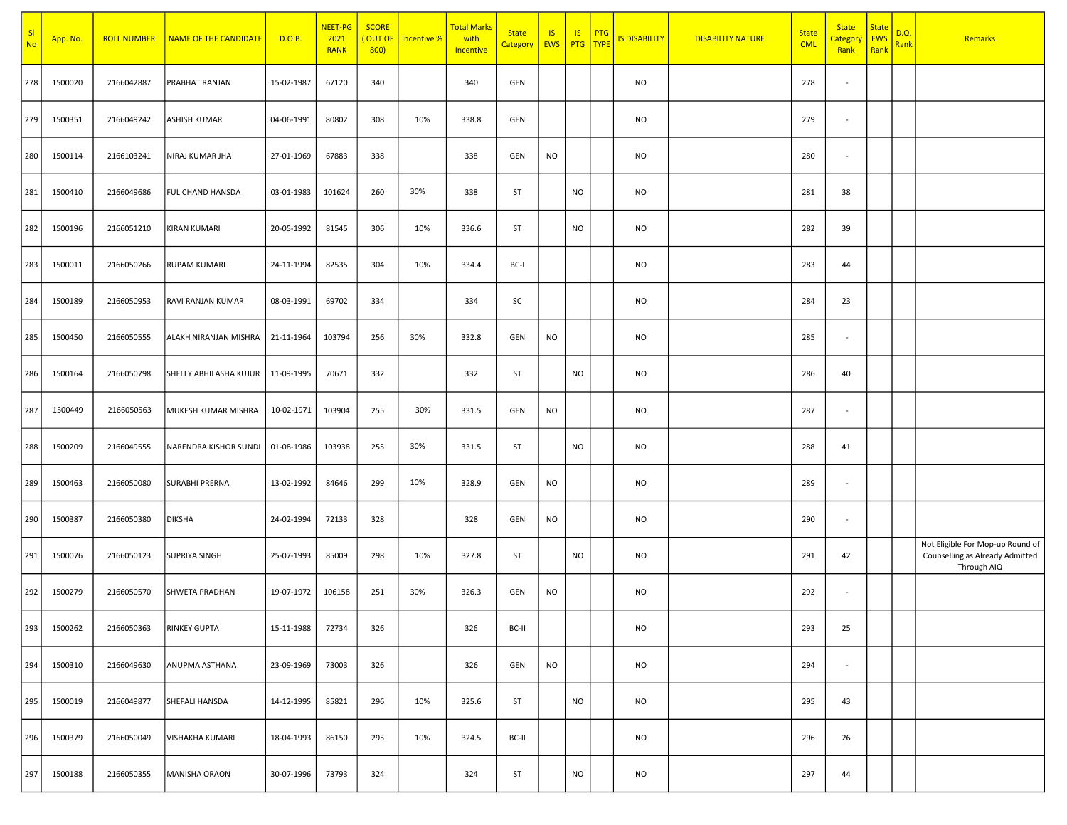| Sl No | App. No. | ROLL NUMBER | NAME OF THE CANDIDATE | D.O.B. | NEET-PG 2021 RANK | SCORE ( OUT OF 800) | Incentive % | Total Marks with Incentive | State Category | IS EWS | IS PTG | PTG TYPE | IS DISABILITY | DISABILITY NATURE | State CML | State Category Rank | State EWS Rank | D.Q. Rank | Remarks |
|---|---|---|---|---|---|---|---|---|---|---|---|---|---|---|---|---|---|---|---|
| 278 | 1500020 | 2166042887 | PRABHAT RANJAN | 15-02-1987 | 67120 | 340 | | 340 | GEN | | | | NO | | 278 | - | | | |
| 279 | 1500351 | 2166049242 | ASHISH KUMAR | 04-06-1991 | 80802 | 308 | 10% | 338.8 | GEN | | | | NO | | 279 | - | | | |
| 280 | 1500114 | 2166103241 | NIRAJ KUMAR JHA | 27-01-1969 | 67883 | 338 | | 338 | GEN | NO | | | NO | | 280 | - | | | |
| 281 | 1500410 | 2166049686 | FUL CHAND HANSDA | 03-01-1983 | 101624 | 260 | 30% | 338 | ST | | NO | | NO | | 281 | 38 | | | |
| 282 | 1500196 | 2166051210 | KIRAN KUMARI | 20-05-1992 | 81545 | 306 | 10% | 336.6 | ST | | NO | | NO | | 282 | 39 | | | |
| 283 | 1500011 | 2166050266 | RUPAM KUMARI | 24-11-1994 | 82535 | 304 | 10% | 334.4 | BC-I | | | | NO | | 283 | 44 | | | |
| 284 | 1500189 | 2166050953 | RAVI RANJAN KUMAR | 08-03-1991 | 69702 | 334 | | 334 | SC | | | | NO | | 284 | 23 | | | |
| 285 | 1500450 | 2166050555 | ALAKH NIRANJAN MISHRA | 21-11-1964 | 103794 | 256 | 30% | 332.8 | GEN | NO | | | NO | | 285 | - | | | |
| 286 | 1500164 | 2166050798 | SHELLY ABHILASHA KUJUR | 11-09-1995 | 70671 | 332 | | 332 | ST | | NO | | NO | | 286 | 40 | | | |
| 287 | 1500449 | 2166050563 | MUKESH KUMAR MISHRA | 10-02-1971 | 103904 | 255 | 30% | 331.5 | GEN | NO | | | NO | | 287 | - | | | |
| 288 | 1500209 | 2166049555 | NARENDRA KISHOR SUNDI | 01-08-1986 | 103938 | 255 | 30% | 331.5 | ST | | NO | | NO | | 288 | 41 | | | |
| 289 | 1500463 | 2166050080 | SURABHI PRERNA | 13-02-1992 | 84646 | 299 | 10% | 328.9 | GEN | NO | | | NO | | 289 | - | | | |
| 290 | 1500387 | 2166050380 | DIKSHA | 24-02-1994 | 72133 | 328 | | 328 | GEN | NO | | | NO | | 290 | - | | | |
| 291 | 1500076 | 2166050123 | SUPRIYA SINGH | 25-07-1993 | 85009 | 298 | 10% | 327.8 | ST | | NO | | NO | | 291 | 42 | | | Not Eligible For Mop-up Round of Counselling as Already Admitted Through AIQ |
| 292 | 1500279 | 2166050570 | SHWETA PRADHAN | 19-07-1972 | 106158 | 251 | 30% | 326.3 | GEN | NO | | | NO | | 292 | - | | | |
| 293 | 1500262 | 2166050363 | RINKEY GUPTA | 15-11-1988 | 72734 | 326 | | 326 | BC-II | | | | NO | | 293 | 25 | | | |
| 294 | 1500310 | 2166049630 | ANUPMA ASTHANA | 23-09-1969 | 73003 | 326 | | 326 | GEN | NO | | | NO | | 294 | - | | | |
| 295 | 1500019 | 2166049877 | SHEFALI HANSDA | 14-12-1995 | 85821 | 296 | 10% | 325.6 | ST | | NO | | NO | | 295 | 43 | | | |
| 296 | 1500379 | 2166050049 | VISHAKHA KUMARI | 18-04-1993 | 86150 | 295 | 10% | 324.5 | BC-II | | | | NO | | 296 | 26 | | | |
| 297 | 1500188 | 2166050355 | MANISHA ORAON | 30-07-1996 | 73793 | 324 | | 324 | ST | | NO | | NO | | 297 | 44 | | | |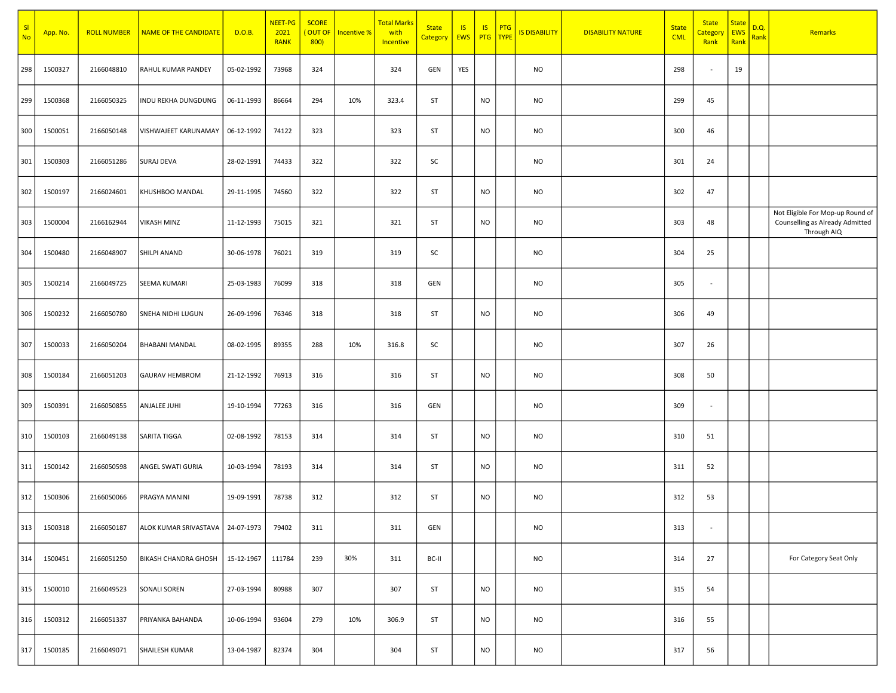| Sl No | App. No. | ROLL NUMBER | NAME OF THE CANDIDATE | D.O.B. | NEET-PG 2021 RANK | SCORE ( OUT OF 800) | Incentive % | Total Marks with Incentive | State Category | IS EWS | IS PTG | PTG TYPE | IS DISABILITY | DISABILITY NATURE | State CML | State Category Rank | State EWS Rank | D.Q. Rank | Remarks |
|---|---|---|---|---|---|---|---|---|---|---|---|---|---|---|---|---|---|---|---|
| 298 | 1500327 | 2166048810 | RAHUL KUMAR PANDEY | 05-02-1992 | 73968 | 324 | | 324 | GEN | YES | | | NO | | 298 | - | 19 | | |
| 299 | 1500368 | 2166050325 | INDU REKHA DUNGDUNG | 06-11-1993 | 86664 | 294 | 10% | 323.4 | ST | | NO | | NO | | 299 | 45 | | | |
| 300 | 1500051 | 2166050148 | VISHWAJEET KARUNAMAY | 06-12-1992 | 74122 | 323 | | 323 | ST | | NO | | NO | | 300 | 46 | | | |
| 301 | 1500303 | 2166051286 | SURAJ DEVA | 28-02-1991 | 74433 | 322 | | 322 | SC | | | | NO | | 301 | 24 | | | |
| 302 | 1500197 | 2166024601 | KHUSHBOO MANDAL | 29-11-1995 | 74560 | 322 | | 322 | ST | | NO | | NO | | 302 | 47 | | | |
| 303 | 1500004 | 2166162944 | VIKASH MINZ | 11-12-1993 | 75015 | 321 | | 321 | ST | | NO | | NO | | 303 | 48 | | | Not Eligible For Mop-up Round of Counselling as Already Admitted Through AIQ |
| 304 | 1500480 | 2166048907 | SHILPI ANAND | 30-06-1978 | 76021 | 319 | | 319 | SC | | | | NO | | 304 | 25 | | | |
| 305 | 1500214 | 2166049725 | SEEMA KUMARI | 25-03-1983 | 76099 | 318 | | 318 | GEN | | | | NO | | 305 | - | | | |
| 306 | 1500232 | 2166050780 | SNEHA NIDHI LUGUN | 26-09-1996 | 76346 | 318 | | 318 | ST | | NO | | NO | | 306 | 49 | | | |
| 307 | 1500033 | 2166050204 | BHABANI MANDAL | 08-02-1995 | 89355 | 288 | 10% | 316.8 | SC | | | | NO | | 307 | 26 | | | |
| 308 | 1500184 | 2166051203 | GAURAV HEMBROM | 21-12-1992 | 76913 | 316 | | 316 | ST | | NO | | NO | | 308 | 50 | | | |
| 309 | 1500391 | 2166050855 | ANJALEE JUHI | 19-10-1994 | 77263 | 316 | | 316 | GEN | | | | NO | | 309 | - | | | |
| 310 | 1500103 | 2166049138 | SARITA TIGGA | 02-08-1992 | 78153 | 314 | | 314 | ST | | NO | | NO | | 310 | 51 | | | |
| 311 | 1500142 | 2166050598 | ANGEL SWATI GURIA | 10-03-1994 | 78193 | 314 | | 314 | ST | | NO | | NO | | 311 | 52 | | | |
| 312 | 1500306 | 2166050066 | PRAGYA MANINI | 19-09-1991 | 78738 | 312 | | 312 | ST | | NO | | NO | | 312 | 53 | | | |
| 313 | 1500318 | 2166050187 | ALOK KUMAR SRIVASTAVA | 24-07-1973 | 79402 | 311 | | 311 | GEN | | | | NO | | 313 | - | | | |
| 314 | 1500451 | 2166051250 | BIKASH CHANDRA GHOSH | 15-12-1967 | 111784 | 239 | 30% | 311 | BC-II | | | | NO | | 314 | 27 | | | For Category Seat Only |
| 315 | 1500010 | 2166049523 | SONALI SOREN | 27-03-1994 | 80988 | 307 | | 307 | ST | | NO | | NO | | 315 | 54 | | | |
| 316 | 1500312 | 2166051337 | PRIYANKA BAHANDA | 10-06-1994 | 93604 | 279 | 10% | 306.9 | ST | | NO | | NO | | 316 | 55 | | | |
| 317 | 1500185 | 2166049071 | SHAILESH KUMAR | 13-04-1987 | 82374 | 304 | | 304 | ST | | NO | | NO | | 317 | 56 | | | |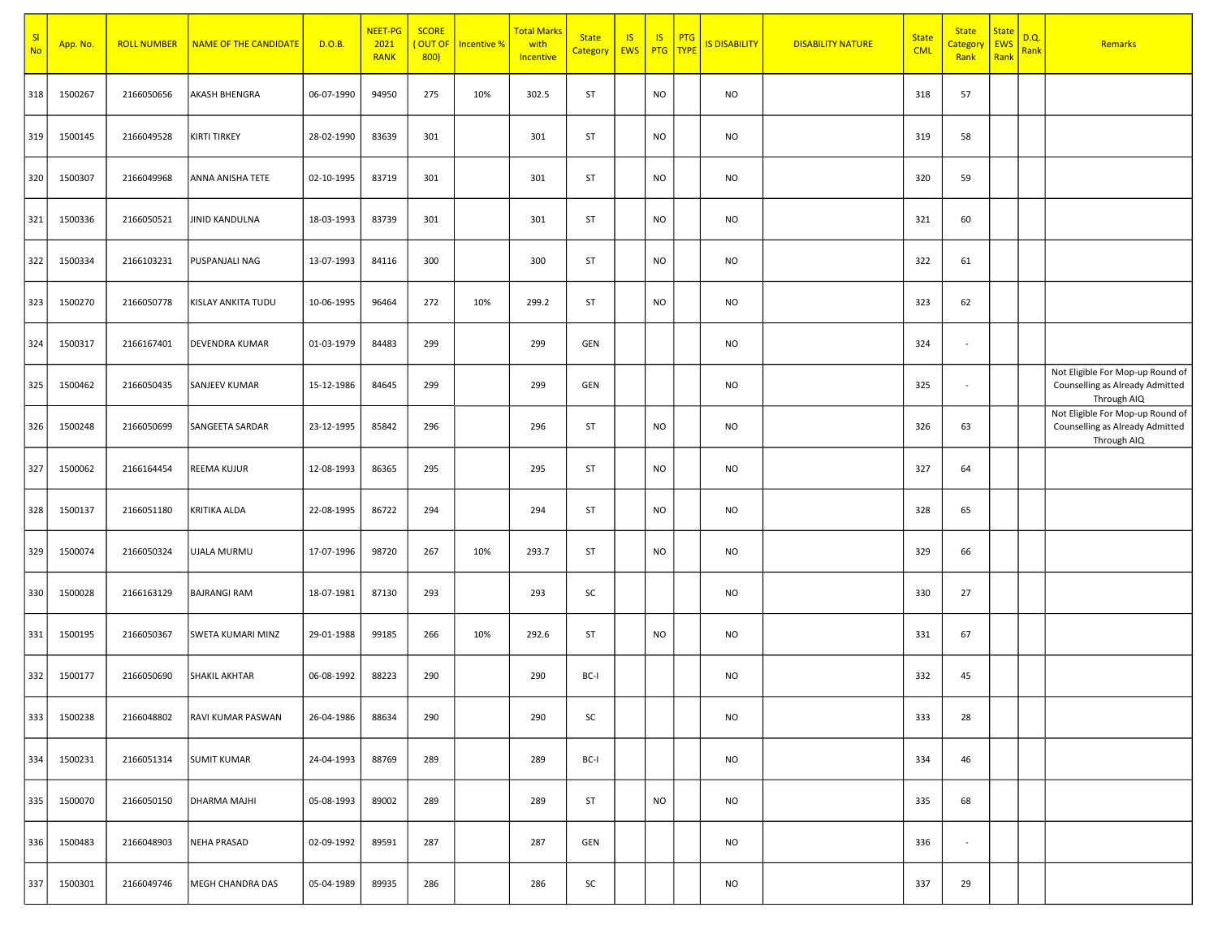| Sl No | App. No. | ROLL NUMBER | NAME OF THE CANDIDATE | D.O.B. | NEET-PG 2021 RANK | SCORE ( OUT OF 800) | Incentive % | Total Marks with Incentive | State Category | IS EWS | IS PTG | PTG TYPE | IS DISABILITY | DISABILITY NATURE | State CML | State Category Rank | State EWS Rank | D.Q. Rank | Remarks |
|---|---|---|---|---|---|---|---|---|---|---|---|---|---|---|---|---|---|---|---|
| 318 | 1500267 | 2166050656 | AKASH BHENGRA | 06-07-1990 | 94950 | 275 | 10% | 302.5 | ST | | NO | | NO | | 318 | 57 | | | |
| 319 | 1500145 | 2166049528 | KIRTI TIRKEY | 28-02-1990 | 83639 | 301 | | 301 | ST | | NO | | NO | | 319 | 58 | | | |
| 320 | 1500307 | 2166049968 | ANNA ANISHA TETE | 02-10-1995 | 83719 | 301 | | 301 | ST | | NO | | NO | | 320 | 59 | | | |
| 321 | 1500336 | 2166050521 | JINID KANDULNA | 18-03-1993 | 83739 | 301 | | 301 | ST | | NO | | NO | | 321 | 60 | | | |
| 322 | 1500334 | 2166103231 | PUSPANJALI NAG | 13-07-1993 | 84116 | 300 | | 300 | ST | | NO | | NO | | 322 | 61 | | | |
| 323 | 1500270 | 2166050778 | KISLAY ANKITA TUDU | 10-06-1995 | 96464 | 272 | 10% | 299.2 | ST | | NO | | NO | | 323 | 62 | | | |
| 324 | 1500317 | 2166167401 | DEVENDRA KUMAR | 01-03-1979 | 84483 | 299 | | 299 | GEN | | | | NO | | 324 | - | | | |
| 325 | 1500462 | 2166050435 | SANJEEV KUMAR | 15-12-1986 | 84645 | 299 | | 299 | GEN | | | | NO | | 325 | - | | | Not Eligible For Mop-up Round of Counselling as Already Admitted Through AIQ |
| 326 | 1500248 | 2166050699 | SANGEETA SARDAR | 23-12-1995 | 85842 | 296 | | 296 | ST | | NO | | NO | | 326 | 63 | | | Not Eligible For Mop-up Round of Counselling as Already Admitted Through AIQ |
| 327 | 1500062 | 2166164454 | REEMA KUJUR | 12-08-1993 | 86365 | 295 | | 295 | ST | | NO | | NO | | 327 | 64 | | | |
| 328 | 1500137 | 2166051180 | KRITIKA ALDA | 22-08-1995 | 86722 | 294 | | 294 | ST | | NO | | NO | | 328 | 65 | | | |
| 329 | 1500074 | 2166050324 | UJALA MURMU | 17-07-1996 | 98720 | 267 | 10% | 293.7 | ST | | NO | | NO | | 329 | 66 | | | |
| 330 | 1500028 | 2166163129 | BAJRANGI RAM | 18-07-1981 | 87130 | 293 | | 293 | SC | | | | NO | | 330 | 27 | | | |
| 331 | 1500195 | 2166050367 | SWETA KUMARI MINZ | 29-01-1988 | 99185 | 266 | 10% | 292.6 | ST | | NO | | NO | | 331 | 67 | | | |
| 332 | 1500177 | 2166050690 | SHAKIL AKHTAR | 06-08-1992 | 88223 | 290 | | 290 | BC-I | | | | NO | | 332 | 45 | | | |
| 333 | 1500238 | 2166048802 | RAVI KUMAR PASWAN | 26-04-1986 | 88634 | 290 | | 290 | SC | | | | NO | | 333 | 28 | | | |
| 334 | 1500231 | 2166051314 | SUMIT KUMAR | 24-04-1993 | 88769 | 289 | | 289 | BC-I | | | | NO | | 334 | 46 | | | |
| 335 | 1500070 | 2166050150 | DHARMA MAJHI | 05-08-1993 | 89002 | 289 | | 289 | ST | | NO | | NO | | 335 | 68 | | | |
| 336 | 1500483 | 2166048903 | NEHA PRASAD | 02-09-1992 | 89591 | 287 | | 287 | GEN | | | | NO | | 336 | - | | | |
| 337 | 1500301 | 2166049746 | MEGH CHANDRA DAS | 05-04-1989 | 89935 | 286 | | 286 | SC | | | | NO | | 337 | 29 | | | |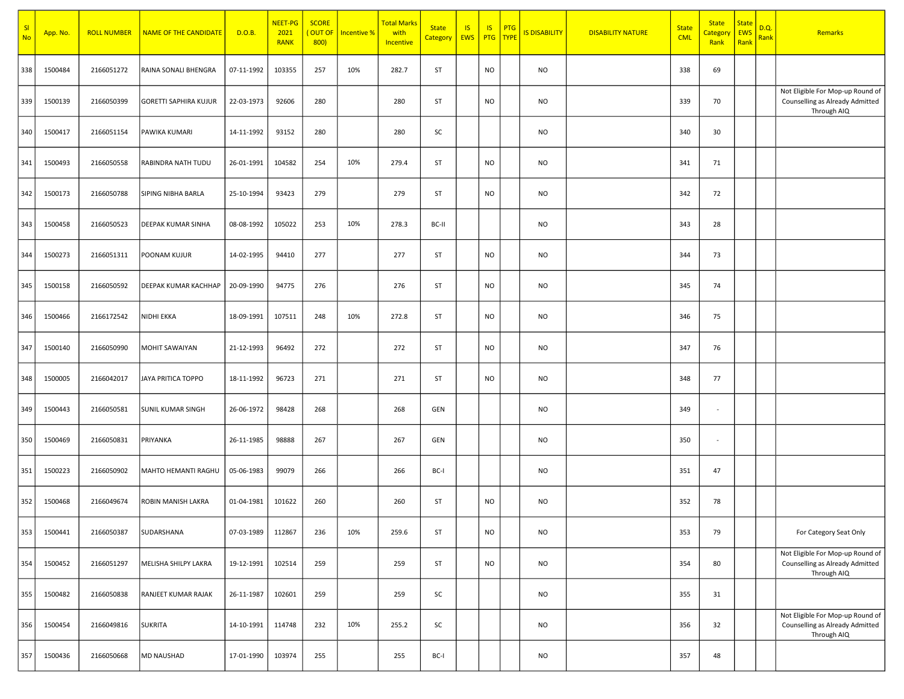| Sl No | App. No. | ROLL NUMBER | NAME OF THE CANDIDATE | D.O.B. | NEET-PG 2021 RANK | SCORE ( OUT OF 800) | Incentive % | Total Marks with Incentive | State Category | IS EWS | IS PTG | PTG TYPE | IS DISABILITY | DISABILITY NATURE | State CML | State Category Rank | State EWS Rank | D.Q. Rank | Remarks |
|---|---|---|---|---|---|---|---|---|---|---|---|---|---|---|---|---|---|---|---|
| 338 | 1500484 | 2166051272 | RAINA SONALI BHENGRA | 07-11-1992 | 103355 | 257 | 10% | 282.7 | ST | | NO | | NO | | 338 | 69 | | | |
| 339 | 1500139 | 2166050399 | GORETTI SAPHIRA KUJUR | 22-03-1973 | 92606 | 280 | | 280 | ST | | NO | | NO | | 339 | 70 | | | Not Eligible For Mop-up Round of Counselling as Already Admitted Through AIQ |
| 340 | 1500417 | 2166051154 | PAWIKA KUMARI | 14-11-1992 | 93152 | 280 | | 280 | SC | | | | NO | | 340 | 30 | | | |
| 341 | 1500493 | 2166050558 | RABINDRA NATH TUDU | 26-01-1991 | 104582 | 254 | 10% | 279.4 | ST | | NO | | NO | | 341 | 71 | | | |
| 342 | 1500173 | 2166050788 | SIPING NIBHA BARLA | 25-10-1994 | 93423 | 279 | | 279 | ST | | NO | | NO | | 342 | 72 | | | |
| 343 | 1500458 | 2166050523 | DEEPAK KUMAR SINHA | 08-08-1992 | 105022 | 253 | 10% | 278.3 | BC-II | | | | NO | | 343 | 28 | | | |
| 344 | 1500273 | 2166051311 | POONAM KUJUR | 14-02-1995 | 94410 | 277 | | 277 | ST | | NO | | NO | | 344 | 73 | | | |
| 345 | 1500158 | 2166050592 | DEEPAK KUMAR KACHHAP | 20-09-1990 | 94775 | 276 | | 276 | ST | | NO | | NO | | 345 | 74 | | | |
| 346 | 1500466 | 2166172542 | NIDHI EKKA | 18-09-1991 | 107511 | 248 | 10% | 272.8 | ST | | NO | | NO | | 346 | 75 | | | |
| 347 | 1500140 | 2166050990 | MOHIT SAWAIYAN | 21-12-1993 | 96492 | 272 | | 272 | ST | | NO | | NO | | 347 | 76 | | | |
| 348 | 1500005 | 2166042017 | JAYA PRITICA TOPPO | 18-11-1992 | 96723 | 271 | | 271 | ST | | NO | | NO | | 348 | 77 | | | |
| 349 | 1500443 | 2166050581 | SUNIL KUMAR SINGH | 26-06-1972 | 98428 | 268 | | 268 | GEN | | | | NO | | 349 | - | | | |
| 350 | 1500469 | 2166050831 | PRIYANKA | 26-11-1985 | 98888 | 267 | | 267 | GEN | | | | NO | | 350 | - | | | |
| 351 | 1500223 | 2166050902 | MAHTO HEMANTI RAGHU | 05-06-1983 | 99079 | 266 | | 266 | BC-I | | | | NO | | 351 | 47 | | | |
| 352 | 1500468 | 2166049674 | ROBIN MANISH LAKRA | 01-04-1981 | 101622 | 260 | | 260 | ST | | NO | | NO | | 352 | 78 | | | |
| 353 | 1500441 | 2166050387 | SUDARSHANA | 07-03-1989 | 112867 | 236 | 10% | 259.6 | ST | | NO | | NO | | 353 | 79 | | | For Category Seat Only |
| 354 | 1500452 | 2166051297 | MELISHA SHILPY LAKRA | 19-12-1991 | 102514 | 259 | | 259 | ST | | NO | | NO | | 354 | 80 | | | Not Eligible For Mop-up Round of Counselling as Already Admitted Through AIQ |
| 355 | 1500482 | 2166050838 | RANJEET KUMAR RAJAK | 26-11-1987 | 102601 | 259 | | 259 | SC | | | | NO | | 355 | 31 | | | |
| 356 | 1500454 | 2166049816 | SUKRITA | 14-10-1991 | 114748 | 232 | 10% | 255.2 | SC | | | | NO | | 356 | 32 | | | Not Eligible For Mop-up Round of Counselling as Already Admitted Through AIQ |
| 357 | 1500436 | 2166050668 | MD NAUSHAD | 17-01-1990 | 103974 | 255 | | 255 | BC-I | | | | NO | | 357 | 48 | | | |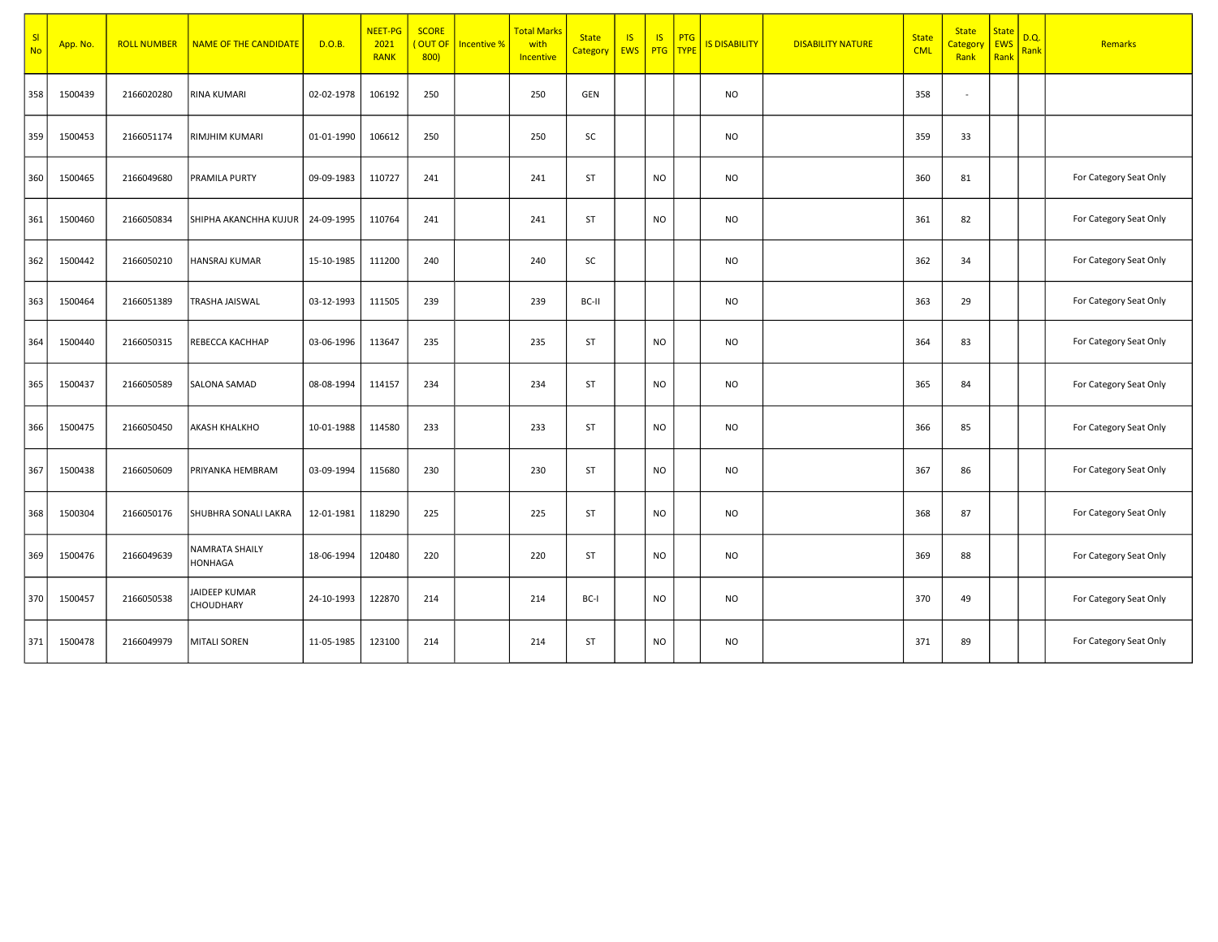| Sl No | App. No. | ROLL NUMBER | NAME OF THE CANDIDATE | D.O.B. | NEET-PG 2021 RANK | SCORE ( OUT OF 800) | Incentive % | Total Marks with Incentive | State Category | IS EWS | IS PTG | PTG TYPE | IS DISABILITY | DISABILITY NATURE | State CML | State Category Rank | State EWS Rank | D.Q. Rank | Remarks |
|---|---|---|---|---|---|---|---|---|---|---|---|---|---|---|---|---|---|---|---|
| 358 | 1500439 | 2166020280 | RINA KUMARI | 02-02-1978 | 106192 | 250 | | 250 | GEN | | | | NO | | 358 | - | | | |
| 359 | 1500453 | 2166051174 | RIMJHIM KUMARI | 01-01-1990 | 106612 | 250 | | 250 | SC | | | | NO | | 359 | 33 | | | |
| 360 | 1500465 | 2166049680 | PRAMILA PURTY | 09-09-1983 | 110727 | 241 | | 241 | ST | | NO | | NO | | 360 | 81 | | | For Category Seat Only |
| 361 | 1500460 | 2166050834 | SHIPHA AKANCHHA KUJUR | 24-09-1995 | 110764 | 241 | | 241 | ST | | NO | | NO | | 361 | 82 | | | For Category Seat Only |
| 362 | 1500442 | 2166050210 | HANSRAJ KUMAR | 15-10-1985 | 111200 | 240 | | 240 | SC | | | | NO | | 362 | 34 | | | For Category Seat Only |
| 363 | 1500464 | 2166051389 | TRASHA JAISWAL | 03-12-1993 | 111505 | 239 | | 239 | BC-II | | | | NO | | 363 | 29 | | | For Category Seat Only |
| 364 | 1500440 | 2166050315 | REBECCA KACHHAP | 03-06-1996 | 113647 | 235 | | 235 | ST | | NO | | NO | | 364 | 83 | | | For Category Seat Only |
| 365 | 1500437 | 2166050589 | SALONA SAMAD | 08-08-1994 | 114157 | 234 | | 234 | ST | | NO | | NO | | 365 | 84 | | | For Category Seat Only |
| 366 | 1500475 | 2166050450 | AKASH KHALKHO | 10-01-1988 | 114580 | 233 | | 233 | ST | | NO | | NO | | 366 | 85 | | | For Category Seat Only |
| 367 | 1500438 | 2166050609 | PRIYANKA HEMBRAM | 03-09-1994 | 115680 | 230 | | 230 | ST | | NO | | NO | | 367 | 86 | | | For Category Seat Only |
| 368 | 1500304 | 2166050176 | SHUBHRA SONALI LAKRA | 12-01-1981 | 118290 | 225 | | 225 | ST | | NO | | NO | | 368 | 87 | | | For Category Seat Only |
| 369 | 1500476 | 2166049639 | NAMRATA SHAILY HONHAGA | 18-06-1994 | 120480 | 220 | | 220 | ST | | NO | | NO | | 369 | 88 | | | For Category Seat Only |
| 370 | 1500457 | 2166050538 | JAIDEEP KUMAR CHOUDHARY | 24-10-1993 | 122870 | 214 | | 214 | BC-I | | NO | | NO | | 370 | 49 | | | For Category Seat Only |
| 371 | 1500478 | 2166049979 | MITALI SOREN | 11-05-1985 | 123100 | 214 | | 214 | ST | | NO | | NO | | 371 | 89 | | | For Category Seat Only |